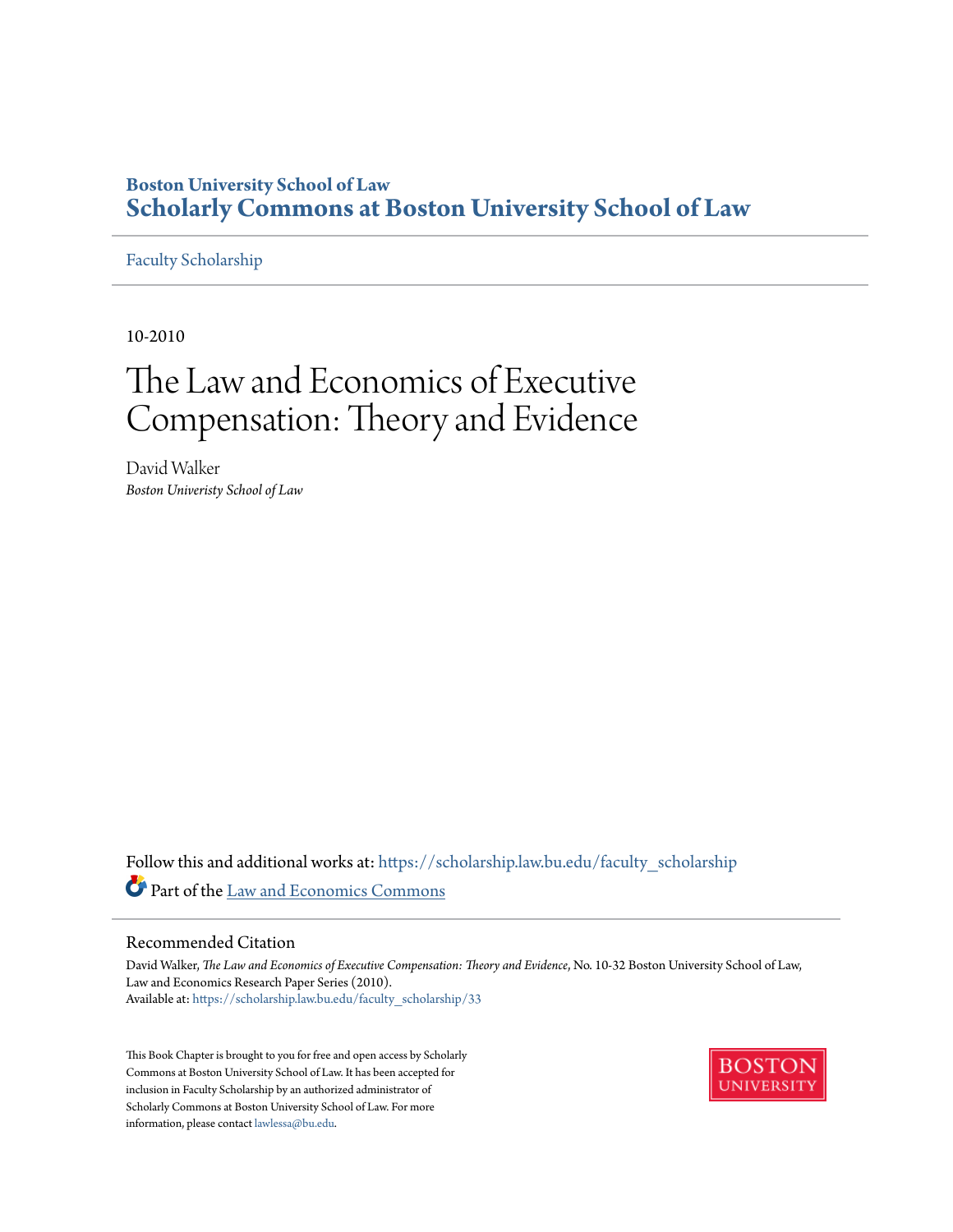Boston University School of Law
**Scholarly Commons at Boston University School of Law**

Faculty Scholarship

10-2010

# The Law and Economics of Executive Compensation: Theory and Evidence

David Walker
*Boston Univeristy School of Law*

Follow this and additional works at: https://scholarship.law.bu.edu/faculty_scholarship

Part of the Law and Economics Commons

## Recommended Citation

David Walker, *The Law and Economics of Executive Compensation: Theory and Evidence*, No. 10-32 Boston University School of Law, Law and Economics Research Paper Series (2010).
Available at: https://scholarship.law.bu.edu/faculty_scholarship/33

This Book Chapter is brought to you for free and open access by Scholarly Commons at Boston University School of Law. It has been accepted for inclusion in Faculty Scholarship by an authorized administrator of Scholarly Commons at Boston University School of Law. For more information, please contact lawlessa@bu.edu.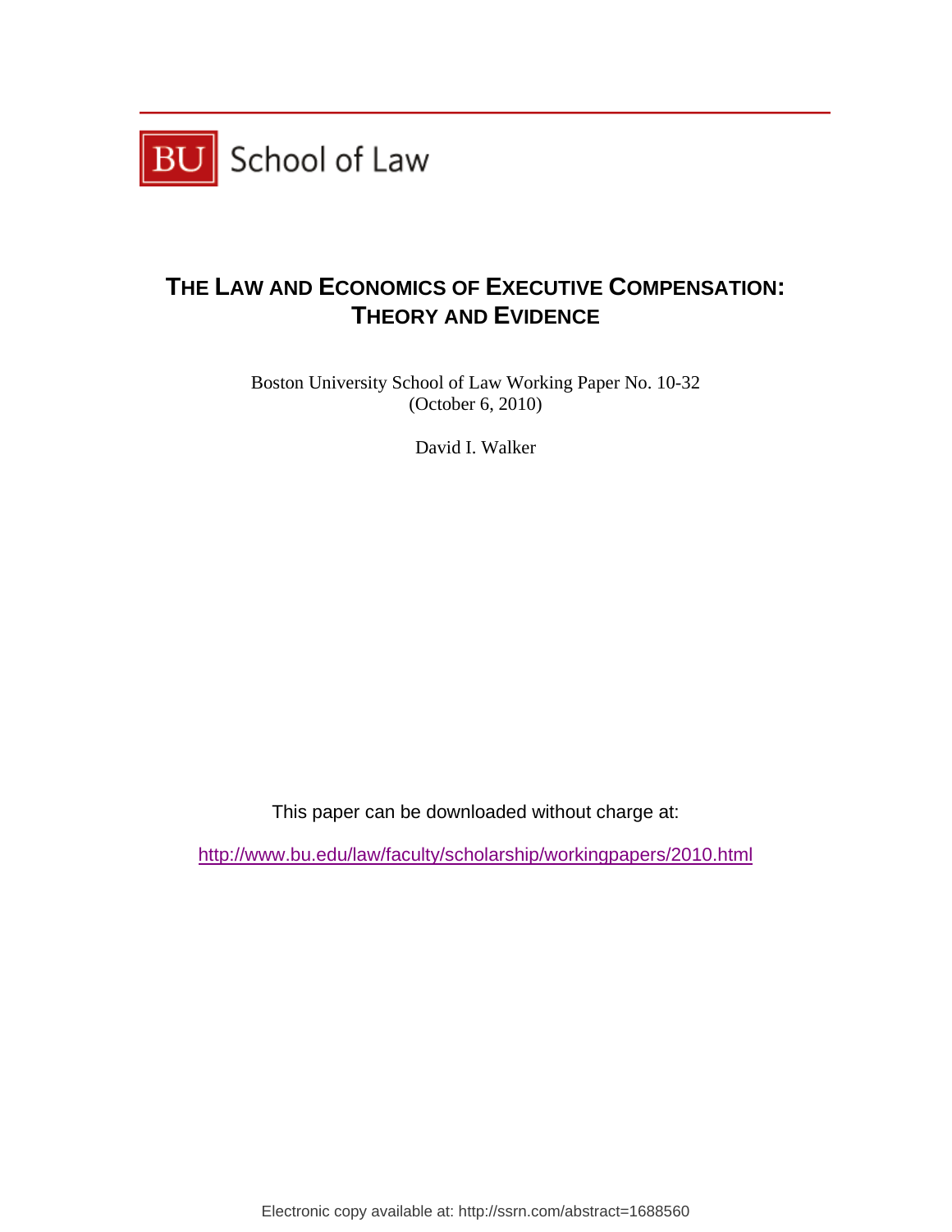BU School of Law

# THE LAW AND ECONOMICS OF EXECUTIVE COMPENSATION: THEORY AND EVIDENCE

Boston University School of Law Working Paper No. 10-32
(October 6, 2010)

David I. Walker

This paper can be downloaded without charge at:

http://www.bu.edu/law/faculty/scholarship/workingpapers/2010.html

Electronic copy available at: http://ssrn.com/abstract=1688560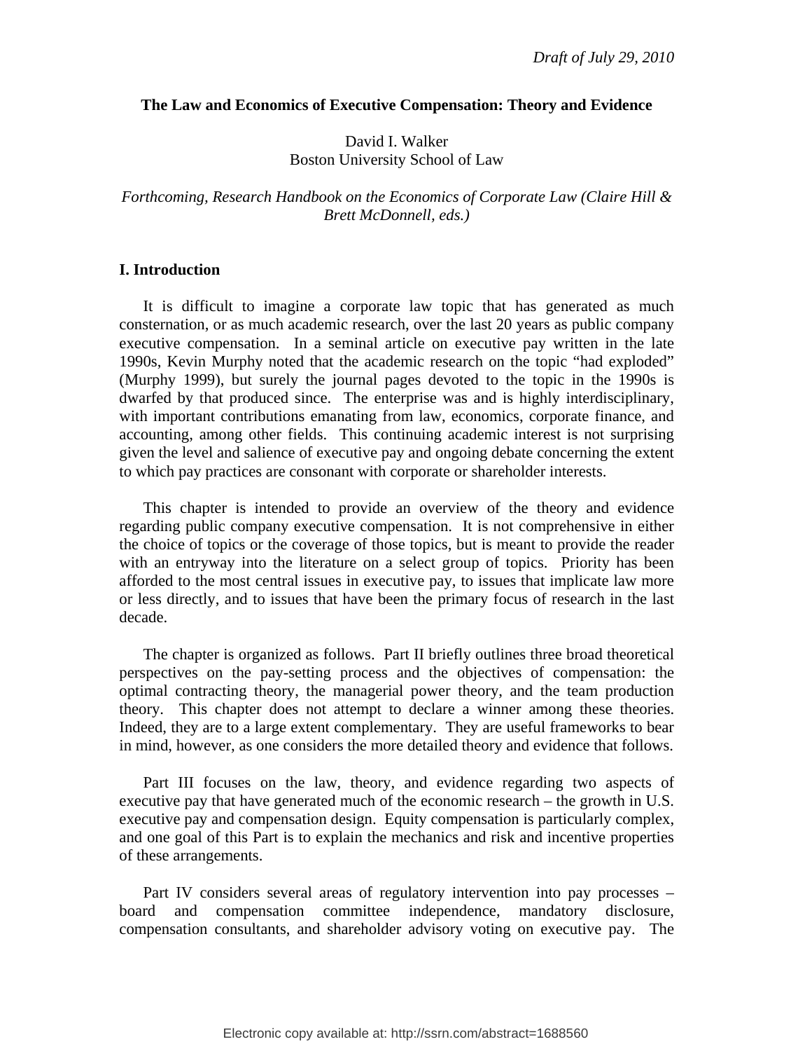*Draft of July 29, 2010*

**The Law and Economics of Executive Compensation: Theory and Evidence**

David I. Walker
Boston University School of Law

*Forthcoming, Research Handbook on the Economics of Corporate Law (Claire Hill & Brett McDonnell, eds.)*

## I. Introduction

It is difficult to imagine a corporate law topic that has generated as much consternation, or as much academic research, over the last 20 years as public company executive compensation. In a seminal article on executive pay written in the late 1990s, Kevin Murphy noted that the academic research on the topic "had exploded" (Murphy 1999), but surely the journal pages devoted to the topic in the 1990s is dwarfed by that produced since. The enterprise was and is highly interdisciplinary, with important contributions emanating from law, economics, corporate finance, and accounting, among other fields. This continuing academic interest is not surprising given the level and salience of executive pay and ongoing debate concerning the extent to which pay practices are consonant with corporate or shareholder interests.

This chapter is intended to provide an overview of the theory and evidence regarding public company executive compensation. It is not comprehensive in either the choice of topics or the coverage of those topics, but is meant to provide the reader with an entryway into the literature on a select group of topics. Priority has been afforded to the most central issues in executive pay, to issues that implicate law more or less directly, and to issues that have been the primary focus of research in the last decade.

The chapter is organized as follows. Part II briefly outlines three broad theoretical perspectives on the pay-setting process and the objectives of compensation: the optimal contracting theory, the managerial power theory, and the team production theory. This chapter does not attempt to declare a winner among these theories. Indeed, they are to a large extent complementary. They are useful frameworks to bear in mind, however, as one considers the more detailed theory and evidence that follows.

Part III focuses on the law, theory, and evidence regarding two aspects of executive pay that have generated much of the economic research – the growth in U.S. executive pay and compensation design. Equity compensation is particularly complex, and one goal of this Part is to explain the mechanics and risk and incentive properties of these arrangements.

Part IV considers several areas of regulatory intervention into pay processes – board and compensation committee independence, mandatory disclosure, compensation consultants, and shareholder advisory voting on executive pay. The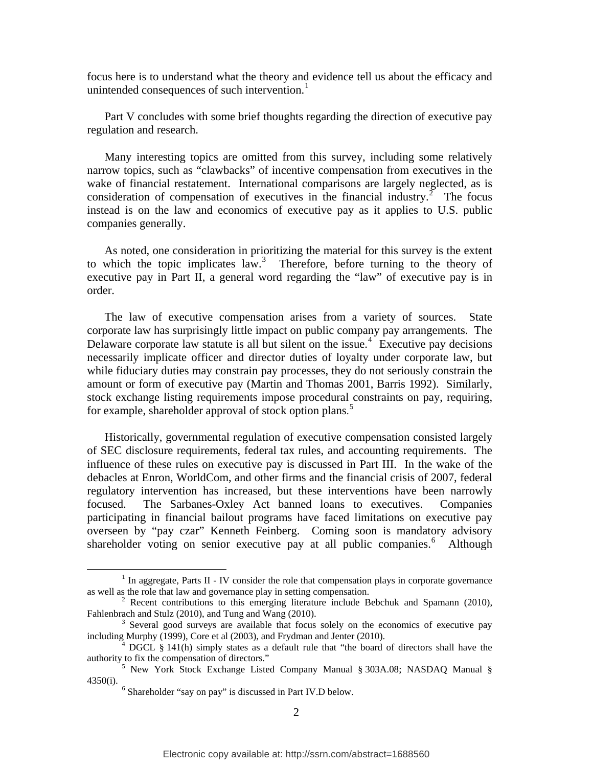focus here is to understand what the theory and evidence tell us about the efficacy and unintended consequences of such intervention.[1]

Part V concludes with some brief thoughts regarding the direction of executive pay regulation and research.

Many interesting topics are omitted from this survey, including some relatively narrow topics, such as "clawbacks" of incentive compensation from executives in the wake of financial restatement. International comparisons are largely neglected, as is consideration of compensation of executives in the financial industry.[2] The focus instead is on the law and economics of executive pay as it applies to U.S. public companies generally.

As noted, one consideration in prioritizing the material for this survey is the extent to which the topic implicates law.[3] Therefore, before turning to the theory of executive pay in Part II, a general word regarding the "law" of executive pay is in order.

The law of executive compensation arises from a variety of sources. State corporate law has surprisingly little impact on public company pay arrangements. The Delaware corporate law statute is all but silent on the issue.[4] Executive pay decisions necessarily implicate officer and director duties of loyalty under corporate law, but while fiduciary duties may constrain pay processes, they do not seriously constrain the amount or form of executive pay (Martin and Thomas 2001, Barris 1992). Similarly, stock exchange listing requirements impose procedural constraints on pay, requiring, for example, shareholder approval of stock option plans.[5]

Historically, governmental regulation of executive compensation consisted largely of SEC disclosure requirements, federal tax rules, and accounting requirements. The influence of these rules on executive pay is discussed in Part III. In the wake of the debacles at Enron, WorldCom, and other firms and the financial crisis of 2007, federal regulatory intervention has increased, but these interventions have been narrowly focused. The Sarbanes-Oxley Act banned loans to executives. Companies participating in financial bailout programs have faced limitations on executive pay overseen by "pay czar" Kenneth Feinberg. Coming soon is mandatory advisory shareholder voting on senior executive pay at all public companies.[6] Although

---

[1] In aggregate, Parts II - IV consider the role that compensation plays in corporate governance as well as the role that law and governance play in setting compensation.

[2] Recent contributions to this emerging literature include Bebchuk and Spamann (2010), Fahlenbrach and Stulz (2010), and Tung and Wang (2010).

[3] Several good surveys are available that focus solely on the economics of executive pay including Murphy (1999), Core et al (2003), and Frydman and Jenter (2010).

[4] DGCL § 141(h) simply states as a default rule that "the board of directors shall have the authority to fix the compensation of directors."

[5] New York Stock Exchange Listed Company Manual § 303A.08; NASDAQ Manual § 4350(i).

[6] Shareholder "say on pay" is discussed in Part IV.D below.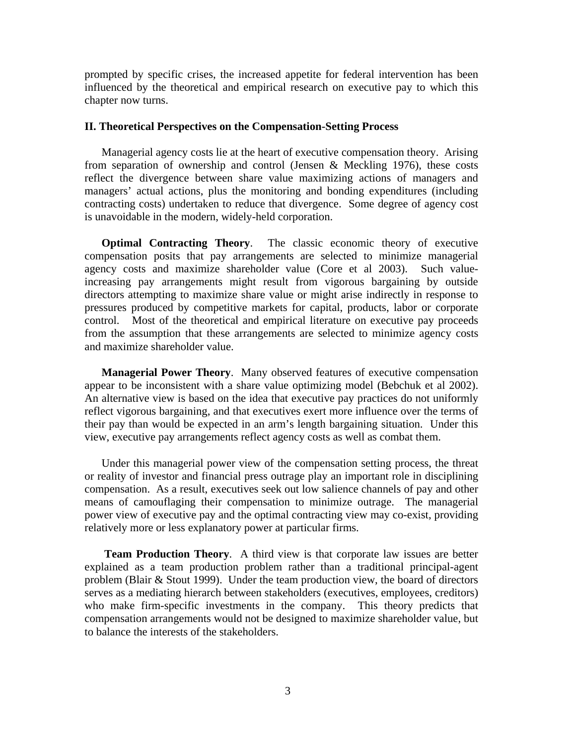prompted by specific crises, the increased appetite for federal intervention has been influenced by the theoretical and empirical research on executive pay to which this chapter now turns.

## II. Theoretical Perspectives on the Compensation-Setting Process

Managerial agency costs lie at the heart of executive compensation theory. Arising from separation of ownership and control (Jensen & Meckling 1976), these costs reflect the divergence between share value maximizing actions of managers and managers' actual actions, plus the monitoring and bonding expenditures (including contracting costs) undertaken to reduce that divergence. Some degree of agency cost is unavoidable in the modern, widely-held corporation.

**Optimal Contracting Theory**. The classic economic theory of executive compensation posits that pay arrangements are selected to minimize managerial agency costs and maximize shareholder value (Core et al 2003). Such value-increasing pay arrangements might result from vigorous bargaining by outside directors attempting to maximize share value or might arise indirectly in response to pressures produced by competitive markets for capital, products, labor or corporate control. Most of the theoretical and empirical literature on executive pay proceeds from the assumption that these arrangements are selected to minimize agency costs and maximize shareholder value.

**Managerial Power Theory**. Many observed features of executive compensation appear to be inconsistent with a share value optimizing model (Bebchuk et al 2002). An alternative view is based on the idea that executive pay practices do not uniformly reflect vigorous bargaining, and that executives exert more influence over the terms of their pay than would be expected in an arm's length bargaining situation. Under this view, executive pay arrangements reflect agency costs as well as combat them.

Under this managerial power view of the compensation setting process, the threat or reality of investor and financial press outrage play an important role in disciplining compensation. As a result, executives seek out low salience channels of pay and other means of camouflaging their compensation to minimize outrage. The managerial power view of executive pay and the optimal contracting view may co-exist, providing relatively more or less explanatory power at particular firms.

**Team Production Theory**. A third view is that corporate law issues are better explained as a team production problem rather than a traditional principal-agent problem (Blair & Stout 1999). Under the team production view, the board of directors serves as a mediating hierarch between stakeholders (executives, employees, creditors) who make firm-specific investments in the company. This theory predicts that compensation arrangements would not be designed to maximize shareholder value, but to balance the interests of the stakeholders.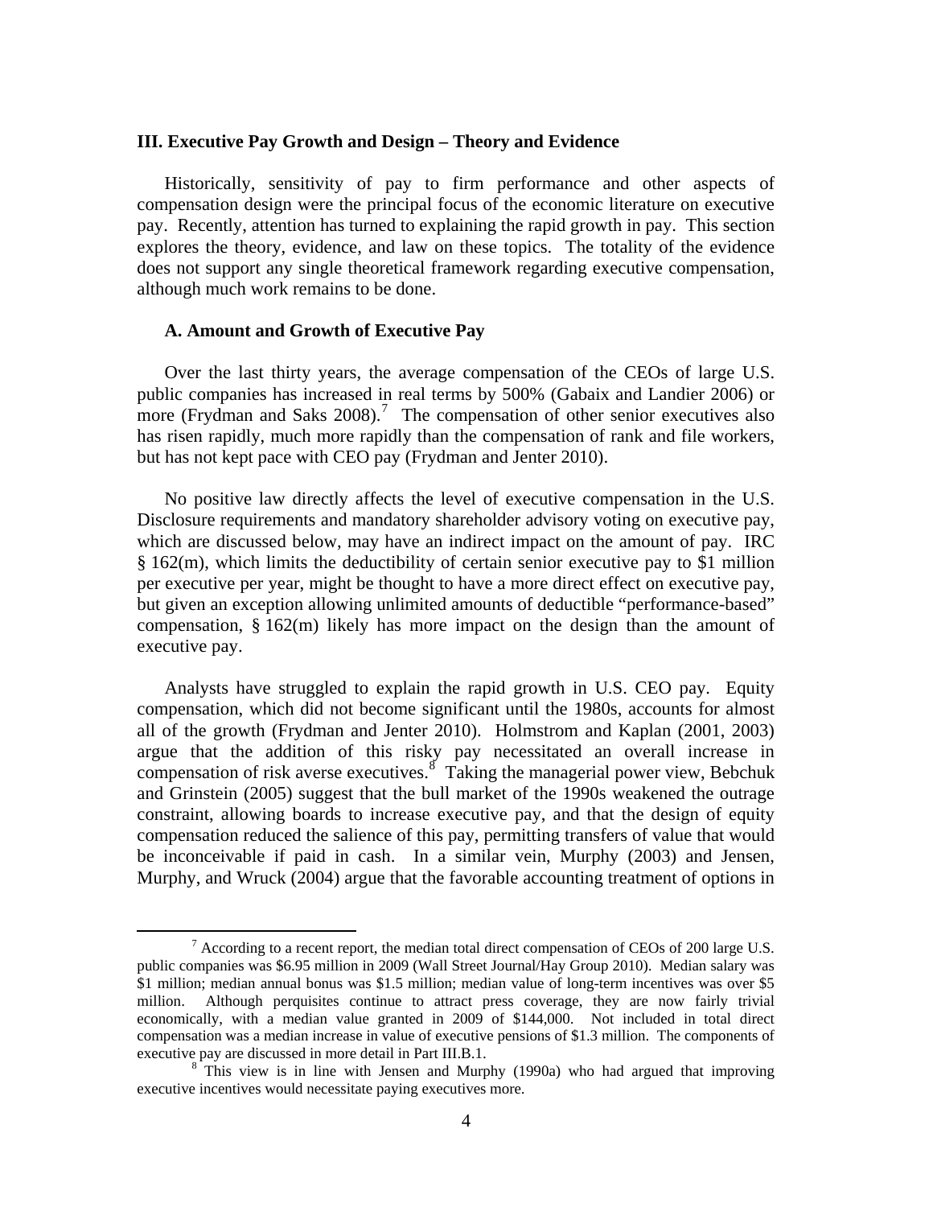### III. Executive Pay Growth and Design – Theory and Evidence

Historically, sensitivity of pay to firm performance and other aspects of compensation design were the principal focus of the economic literature on executive pay. Recently, attention has turned to explaining the rapid growth in pay. This section explores the theory, evidence, and law on these topics. The totality of the evidence does not support any single theoretical framework regarding executive compensation, although much work remains to be done.

#### A. Amount and Growth of Executive Pay

Over the last thirty years, the average compensation of the CEOs of large U.S. public companies has increased in real terms by 500% (Gabaix and Landier 2006) or more (Frydman and Saks 2008).[7] The compensation of other senior executives also has risen rapidly, much more rapidly than the compensation of rank and file workers, but has not kept pace with CEO pay (Frydman and Jenter 2010).

No positive law directly affects the level of executive compensation in the U.S. Disclosure requirements and mandatory shareholder advisory voting on executive pay, which are discussed below, may have an indirect impact on the amount of pay. IRC § 162(m), which limits the deductibility of certain senior executive pay to $1 million per executive per year, might be thought to have a more direct effect on executive pay, but given an exception allowing unlimited amounts of deductible "performance-based" compensation, § 162(m) likely has more impact on the design than the amount of executive pay.

Analysts have struggled to explain the rapid growth in U.S. CEO pay. Equity compensation, which did not become significant until the 1980s, accounts for almost all of the growth (Frydman and Jenter 2010). Holmstrom and Kaplan (2001, 2003) argue that the addition of this risky pay necessitated an overall increase in compensation of risk averse executives.[8] Taking the managerial power view, Bebchuk and Grinstein (2005) suggest that the bull market of the 1990s weakened the outrage constraint, allowing boards to increase executive pay, and that the design of equity compensation reduced the salience of this pay, permitting transfers of value that would be inconceivable if paid in cash. In a similar vein, Murphy (2003) and Jensen, Murphy, and Wruck (2004) argue that the favorable accounting treatment of options in

---

[7] According to a recent report, the median total direct compensation of CEOs of 200 large U.S. public companies was $6.95 million in 2009 (Wall Street Journal/Hay Group 2010). Median salary was $1 million; median annual bonus was $1.5 million; median value of long-term incentives was over $5 million. Although perquisites continue to attract press coverage, they are now fairly trivial economically, with a median value granted in 2009 of $144,000. Not included in total direct compensation was a median increase in value of executive pensions of $1.3 million. The components of executive pay are discussed in more detail in Part III.B.1.

[8] This view is in line with Jensen and Murphy (1990a) who had argued that improving executive incentives would necessitate paying executives more.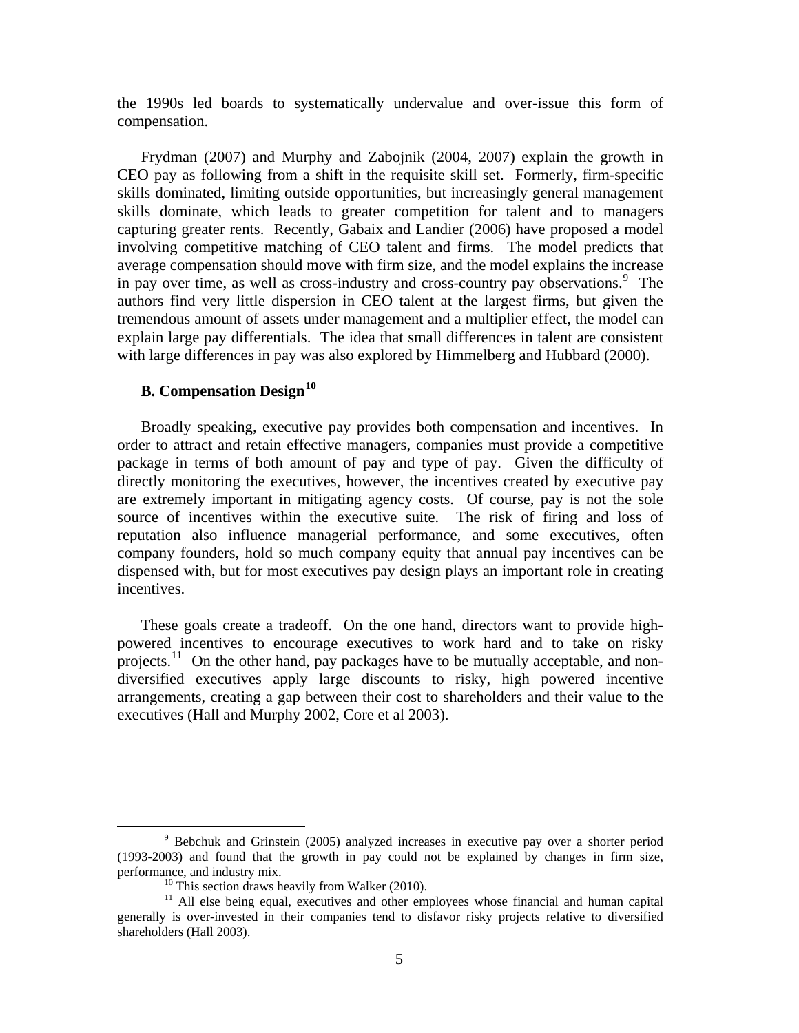the 1990s led boards to systematically undervalue and over-issue this form of compensation.

Frydman (2007) and Murphy and Zabojnik (2004, 2007) explain the growth in CEO pay as following from a shift in the requisite skill set. Formerly, firm-specific skills dominated, limiting outside opportunities, but increasingly general management skills dominate, which leads to greater competition for talent and to managers capturing greater rents. Recently, Gabaix and Landier (2006) have proposed a model involving competitive matching of CEO talent and firms. The model predicts that average compensation should move with firm size, and the model explains the increase in pay over time, as well as cross-industry and cross-country pay observations.[9] The authors find very little dispersion in CEO talent at the largest firms, but given the tremendous amount of assets under management and a multiplier effect, the model can explain large pay differentials. The idea that small differences in talent are consistent with large differences in pay was also explored by Himmelberg and Hubbard (2000).

### B. Compensation Design[10]

Broadly speaking, executive pay provides both compensation and incentives. In order to attract and retain effective managers, companies must provide a competitive package in terms of both amount of pay and type of pay. Given the difficulty of directly monitoring the executives, however, the incentives created by executive pay are extremely important in mitigating agency costs. Of course, pay is not the sole source of incentives within the executive suite. The risk of firing and loss of reputation also influence managerial performance, and some executives, often company founders, hold so much company equity that annual pay incentives can be dispensed with, but for most executives pay design plays an important role in creating incentives.

These goals create a tradeoff. On the one hand, directors want to provide high-powered incentives to encourage executives to work hard and to take on risky projects.[11] On the other hand, pay packages have to be mutually acceptable, and non-diversified executives apply large discounts to risky, high powered incentive arrangements, creating a gap between their cost to shareholders and their value to the executives (Hall and Murphy 2002, Core et al 2003).

---

[9] Bebchuk and Grinstein (2005) analyzed increases in executive pay over a shorter period (1993-2003) and found that the growth in pay could not be explained by changes in firm size, performance, and industry mix.

[10] This section draws heavily from Walker (2010).

[11] All else being equal, executives and other employees whose financial and human capital generally is over-invested in their companies tend to disfavor risky projects relative to diversified shareholders (Hall 2003).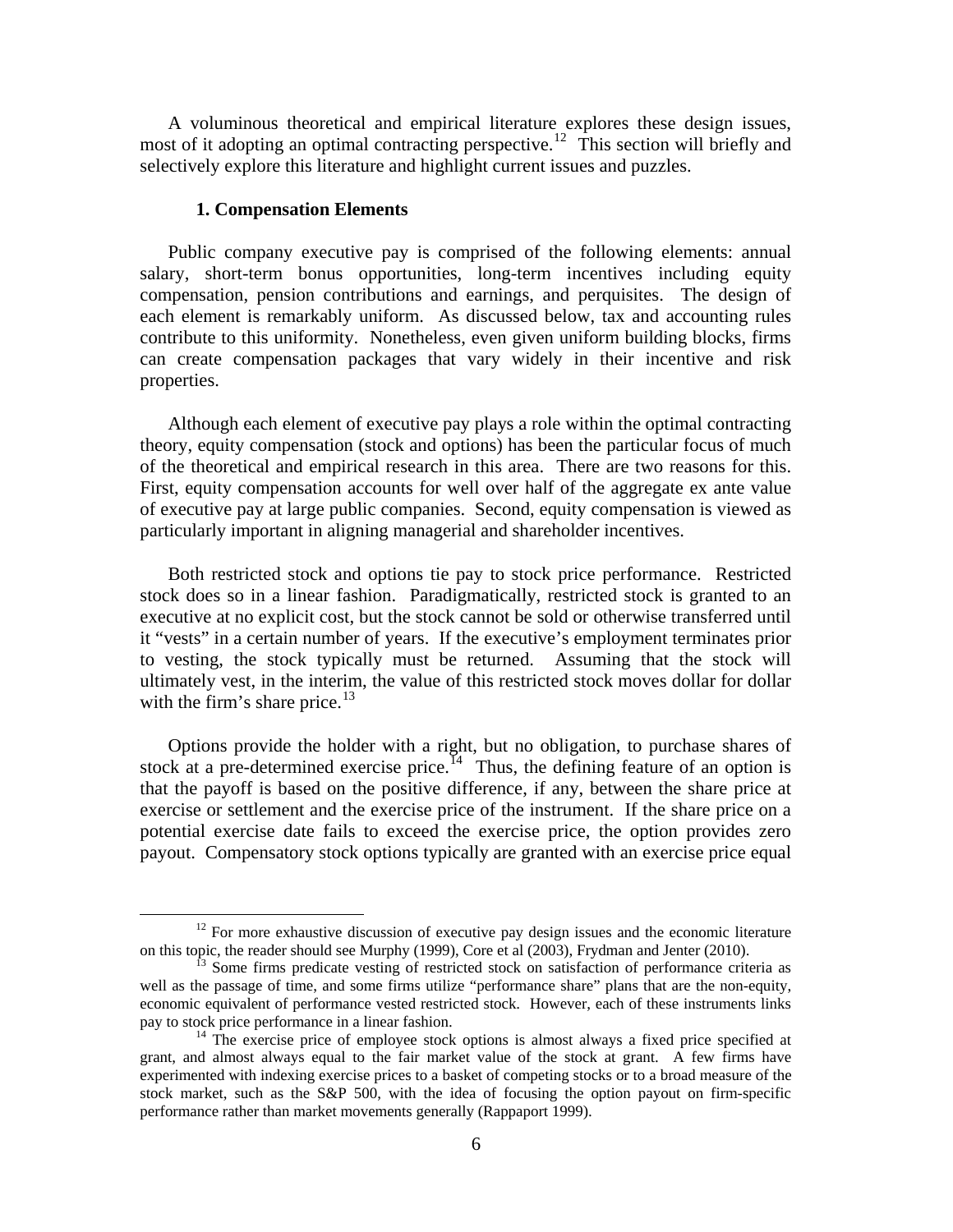A voluminous theoretical and empirical literature explores these design issues, most of it adopting an optimal contracting perspective.[12] This section will briefly and selectively explore this literature and highlight current issues and puzzles.

### 1. Compensation Elements

Public company executive pay is comprised of the following elements: annual salary, short-term bonus opportunities, long-term incentives including equity compensation, pension contributions and earnings, and perquisites. The design of each element is remarkably uniform. As discussed below, tax and accounting rules contribute to this uniformity. Nonetheless, even given uniform building blocks, firms can create compensation packages that vary widely in their incentive and risk properties.

Although each element of executive pay plays a role within the optimal contracting theory, equity compensation (stock and options) has been the particular focus of much of the theoretical and empirical research in this area. There are two reasons for this. First, equity compensation accounts for well over half of the aggregate ex ante value of executive pay at large public companies. Second, equity compensation is viewed as particularly important in aligning managerial and shareholder incentives.

Both restricted stock and options tie pay to stock price performance. Restricted stock does so in a linear fashion. Paradigmatically, restricted stock is granted to an executive at no explicit cost, but the stock cannot be sold or otherwise transferred until it "vests" in a certain number of years. If the executive's employment terminates prior to vesting, the stock typically must be returned. Assuming that the stock will ultimately vest, in the interim, the value of this restricted stock moves dollar for dollar with the firm's share price.[13]

Options provide the holder with a right, but no obligation, to purchase shares of stock at a pre-determined exercise price.[14] Thus, the defining feature of an option is that the payoff is based on the positive difference, if any, between the share price at exercise or settlement and the exercise price of the instrument. If the share price on a potential exercise date fails to exceed the exercise price, the option provides zero payout. Compensatory stock options typically are granted with an exercise price equal

---

[12] For more exhaustive discussion of executive pay design issues and the economic literature on this topic, the reader should see Murphy (1999), Core et al (2003), Frydman and Jenter (2010).

[13] Some firms predicate vesting of restricted stock on satisfaction of performance criteria as well as the passage of time, and some firms utilize "performance share" plans that are the non-equity, economic equivalent of performance vested restricted stock. However, each of these instruments links pay to stock price performance in a linear fashion.

[14] The exercise price of employee stock options is almost always a fixed price specified at grant, and almost always equal to the fair market value of the stock at grant. A few firms have experimented with indexing exercise prices to a basket of competing stocks or to a broad measure of the stock market, such as the S&P 500, with the idea of focusing the option payout on firm-specific performance rather than market movements generally (Rappaport 1999).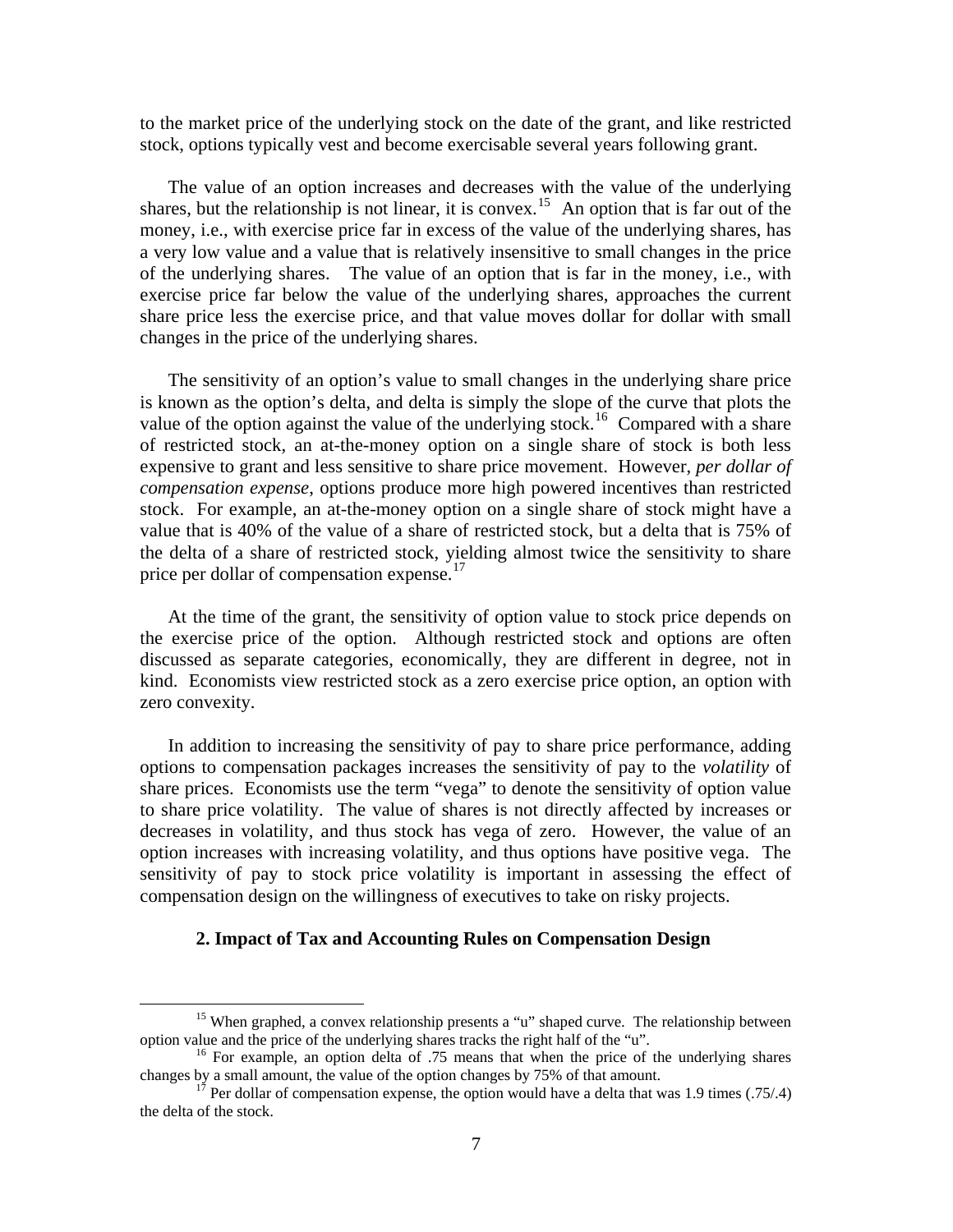to the market price of the underlying stock on the date of the grant, and like restricted stock, options typically vest and become exercisable several years following grant.

The value of an option increases and decreases with the value of the underlying shares, but the relationship is not linear, it is convex.[15] An option that is far out of the money, i.e., with exercise price far in excess of the value of the underlying shares, has a very low value and a value that is relatively insensitive to small changes in the price of the underlying shares. The value of an option that is far in the money, i.e., with exercise price far below the value of the underlying shares, approaches the current share price less the exercise price, and that value moves dollar for dollar with small changes in the price of the underlying shares.

The sensitivity of an option's value to small changes in the underlying share price is known as the option's delta, and delta is simply the slope of the curve that plots the value of the option against the value of the underlying stock.[16] Compared with a share of restricted stock, an at-the-money option on a single share of stock is both less expensive to grant and less sensitive to share price movement. However, *per dollar of compensation expense*, options produce more high powered incentives than restricted stock. For example, an at-the-money option on a single share of stock might have a value that is 40% of the value of a share of restricted stock, but a delta that is 75% of the delta of a share of restricted stock, yielding almost twice the sensitivity to share price per dollar of compensation expense.[17]

At the time of the grant, the sensitivity of option value to stock price depends on the exercise price of the option. Although restricted stock and options are often discussed as separate categories, economically, they are different in degree, not in kind. Economists view restricted stock as a zero exercise price option, an option with zero convexity.

In addition to increasing the sensitivity of pay to share price performance, adding options to compensation packages increases the sensitivity of pay to the *volatility* of share prices. Economists use the term "vega" to denote the sensitivity of option value to share price volatility. The value of shares is not directly affected by increases or decreases in volatility, and thus stock has vega of zero. However, the value of an option increases with increasing volatility, and thus options have positive vega. The sensitivity of pay to stock price volatility is important in assessing the effect of compensation design on the willingness of executives to take on risky projects.

## 2. Impact of Tax and Accounting Rules on Compensation Design

[15] When graphed, a convex relationship presents a "u" shaped curve. The relationship between option value and the price of the underlying shares tracks the right half of the "u".

[16] For example, an option delta of .75 means that when the price of the underlying shares changes by a small amount, the value of the option changes by 75% of that amount.

[17] Per dollar of compensation expense, the option would have a delta that was 1.9 times (.75/.4) the delta of the stock.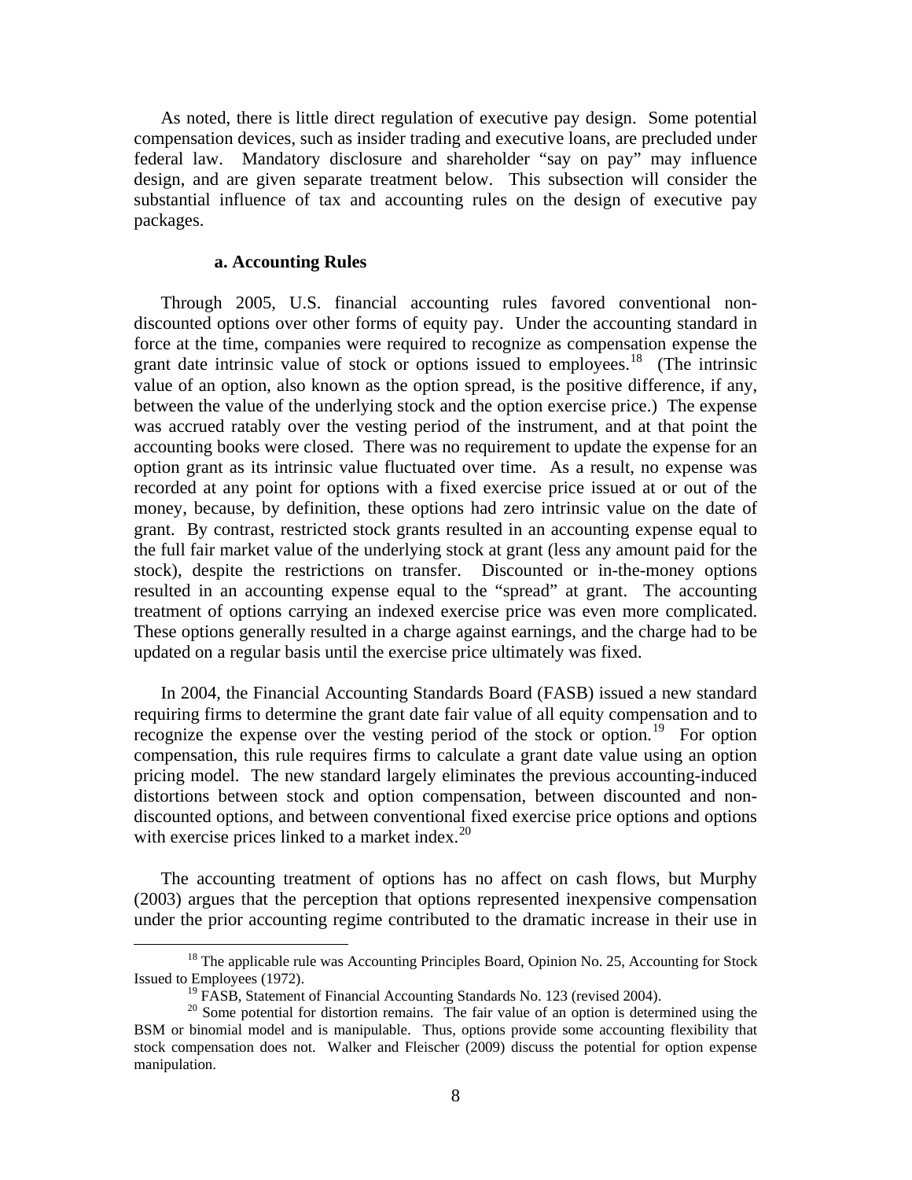As noted, there is little direct regulation of executive pay design. Some potential compensation devices, such as insider trading and executive loans, are precluded under federal law. Mandatory disclosure and shareholder "say on pay" may influence design, and are given separate treatment below. This subsection will consider the substantial influence of tax and accounting rules on the design of executive pay packages.

**a. Accounting Rules**

Through 2005, U.S. financial accounting rules favored conventional non-discounted options over other forms of equity pay. Under the accounting standard in force at the time, companies were required to recognize as compensation expense the grant date intrinsic value of stock or options issued to employees.[18] (The intrinsic value of an option, also known as the option spread, is the positive difference, if any, between the value of the underlying stock and the option exercise price.) The expense was accrued ratably over the vesting period of the instrument, and at that point the accounting books were closed. There was no requirement to update the expense for an option grant as its intrinsic value fluctuated over time. As a result, no expense was recorded at any point for options with a fixed exercise price issued at or out of the money, because, by definition, these options had zero intrinsic value on the date of grant. By contrast, restricted stock grants resulted in an accounting expense equal to the full fair market value of the underlying stock at grant (less any amount paid for the stock), despite the restrictions on transfer. Discounted or in-the-money options resulted in an accounting expense equal to the "spread" at grant. The accounting treatment of options carrying an indexed exercise price was even more complicated. These options generally resulted in a charge against earnings, and the charge had to be updated on a regular basis until the exercise price ultimately was fixed.

In 2004, the Financial Accounting Standards Board (FASB) issued a new standard requiring firms to determine the grant date fair value of all equity compensation and to recognize the expense over the vesting period of the stock or option.[19] For option compensation, this rule requires firms to calculate a grant date value using an option pricing model. The new standard largely eliminates the previous accounting-induced distortions between stock and option compensation, between discounted and non-discounted options, and between conventional fixed exercise price options and options with exercise prices linked to a market index.[20]

The accounting treatment of options has no affect on cash flows, but Murphy (2003) argues that the perception that options represented inexpensive compensation under the prior accounting regime contributed to the dramatic increase in their use in

---

[18] The applicable rule was Accounting Principles Board, Opinion No. 25, Accounting for Stock Issued to Employees (1972).

[19] FASB, Statement of Financial Accounting Standards No. 123 (revised 2004).

[20] Some potential for distortion remains. The fair value of an option is determined using the BSM or binomial model and is manipulable. Thus, options provide some accounting flexibility that stock compensation does not. Walker and Fleischer (2009) discuss the potential for option expense manipulation.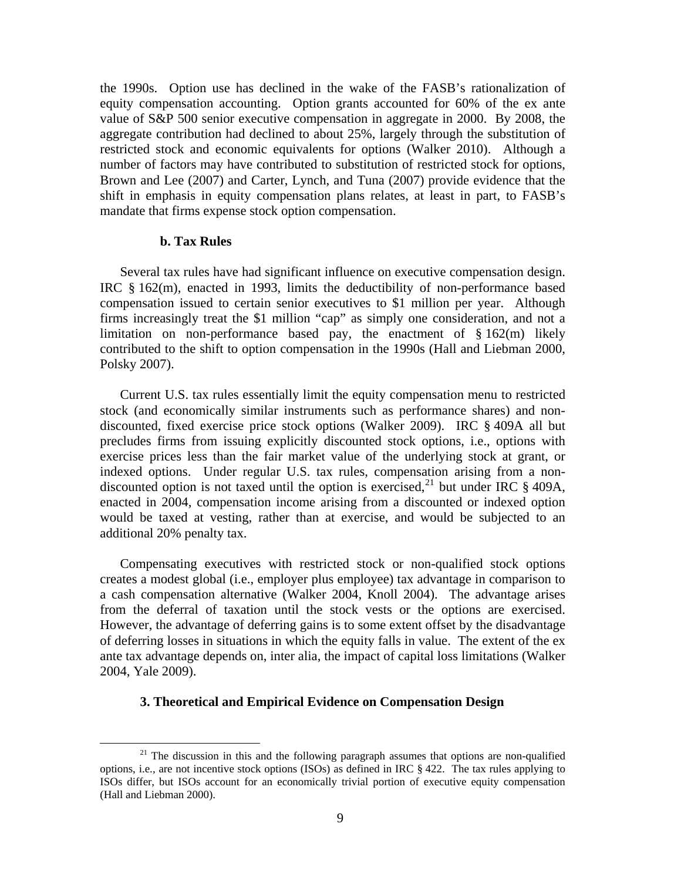the 1990s. Option use has declined in the wake of the FASB's rationalization of equity compensation accounting. Option grants accounted for 60% of the ex ante value of S&P 500 senior executive compensation in aggregate in 2000. By 2008, the aggregate contribution had declined to about 25%, largely through the substitution of restricted stock and economic equivalents for options (Walker 2010). Although a number of factors may have contributed to substitution of restricted stock for options, Brown and Lee (2007) and Carter, Lynch, and Tuna (2007) provide evidence that the shift in emphasis in equity compensation plans relates, at least in part, to FASB's mandate that firms expense stock option compensation.

#### b. Tax Rules

Several tax rules have had significant influence on executive compensation design. IRC § 162(m), enacted in 1993, limits the deductibility of non-performance based compensation issued to certain senior executives to $1 million per year. Although firms increasingly treat the $1 million "cap" as simply one consideration, and not a limitation on non-performance based pay, the enactment of § 162(m) likely contributed to the shift to option compensation in the 1990s (Hall and Liebman 2000, Polsky 2007).

Current U.S. tax rules essentially limit the equity compensation menu to restricted stock (and economically similar instruments such as performance shares) and non-discounted, fixed exercise price stock options (Walker 2009). IRC § 409A all but precludes firms from issuing explicitly discounted stock options, i.e., options with exercise prices less than the fair market value of the underlying stock at grant, or indexed options. Under regular U.S. tax rules, compensation arising from a non-discounted option is not taxed until the option is exercised,[21] but under IRC § 409A, enacted in 2004, compensation income arising from a discounted or indexed option would be taxed at vesting, rather than at exercise, and would be subjected to an additional 20% penalty tax.

Compensating executives with restricted stock or non-qualified stock options creates a modest global (i.e., employer plus employee) tax advantage in comparison to a cash compensation alternative (Walker 2004, Knoll 2004). The advantage arises from the deferral of taxation until the stock vests or the options are exercised. However, the advantage of deferring gains is to some extent offset by the disadvantage of deferring losses in situations in which the equity falls in value. The extent of the ex ante tax advantage depends on, inter alia, the impact of capital loss limitations (Walker 2004, Yale 2009).

### 3. Theoretical and Empirical Evidence on Compensation Design

[21] The discussion in this and the following paragraph assumes that options are non-qualified options, i.e., are not incentive stock options (ISOs) as defined in IRC § 422. The tax rules applying to ISOs differ, but ISOs account for an economically trivial portion of executive equity compensation (Hall and Liebman 2000).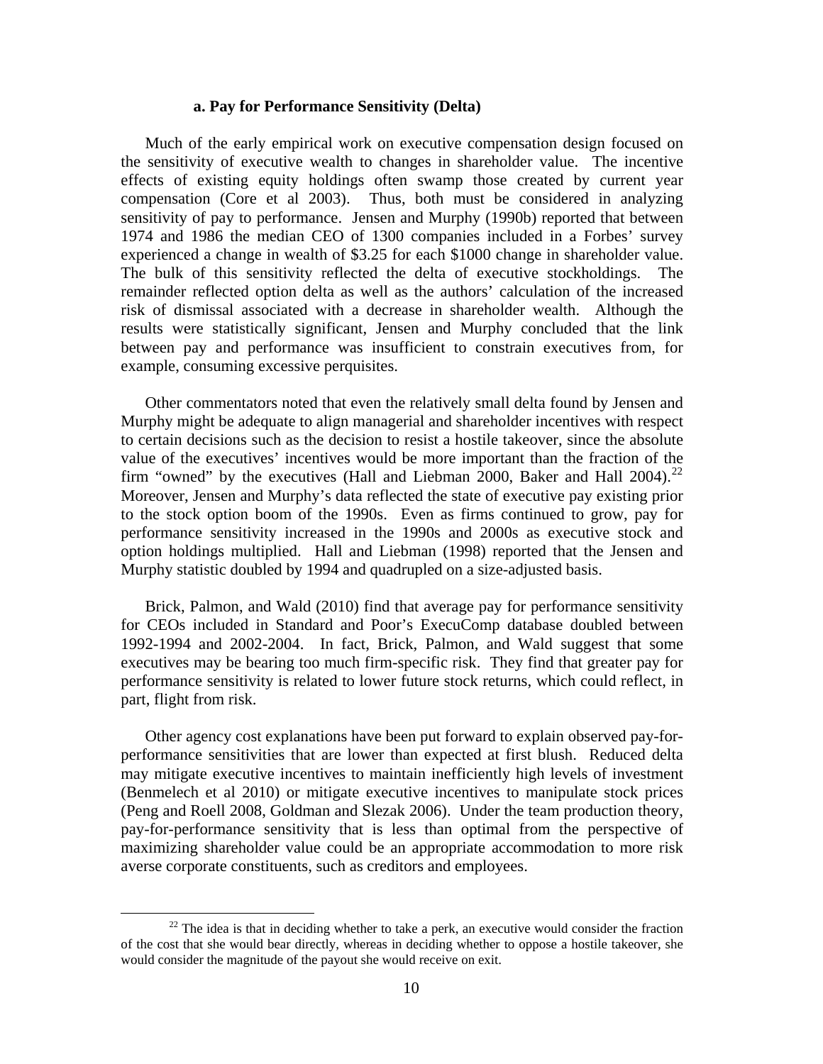#### a. Pay for Performance Sensitivity (Delta)

Much of the early empirical work on executive compensation design focused on the sensitivity of executive wealth to changes in shareholder value. The incentive effects of existing equity holdings often swamp those created by current year compensation (Core et al 2003). Thus, both must be considered in analyzing sensitivity of pay to performance. Jensen and Murphy (1990b) reported that between 1974 and 1986 the median CEO of 1300 companies included in a Forbes' survey experienced a change in wealth of \$3.25 for each \$1000 change in shareholder value. The bulk of this sensitivity reflected the delta of executive stockholdings. The remainder reflected option delta as well as the authors' calculation of the increased risk of dismissal associated with a decrease in shareholder wealth. Although the results were statistically significant, Jensen and Murphy concluded that the link between pay and performance was insufficient to constrain executives from, for example, consuming excessive perquisites.

Other commentators noted that even the relatively small delta found by Jensen and Murphy might be adequate to align managerial and shareholder incentives with respect to certain decisions such as the decision to resist a hostile takeover, since the absolute value of the executives' incentives would be more important than the fraction of the firm "owned" by the executives (Hall and Liebman 2000, Baker and Hall 2004).[22] Moreover, Jensen and Murphy's data reflected the state of executive pay existing prior to the stock option boom of the 1990s. Even as firms continued to grow, pay for performance sensitivity increased in the 1990s and 2000s as executive stock and option holdings multiplied. Hall and Liebman (1998) reported that the Jensen and Murphy statistic doubled by 1994 and quadrupled on a size-adjusted basis.

Brick, Palmon, and Wald (2010) find that average pay for performance sensitivity for CEOs included in Standard and Poor's ExecuComp database doubled between 1992-1994 and 2002-2004. In fact, Brick, Palmon, and Wald suggest that some executives may be bearing too much firm-specific risk. They find that greater pay for performance sensitivity is related to lower future stock returns, which could reflect, in part, flight from risk.

Other agency cost explanations have been put forward to explain observed pay-for-performance sensitivities that are lower than expected at first blush. Reduced delta may mitigate executive incentives to maintain inefficiently high levels of investment (Benmelech et al 2010) or mitigate executive incentives to manipulate stock prices (Peng and Roell 2008, Goldman and Slezak 2006). Under the team production theory, pay-for-performance sensitivity that is less than optimal from the perspective of maximizing shareholder value could be an appropriate accommodation to more risk averse corporate constituents, such as creditors and employees.

[22] The idea is that in deciding whether to take a perk, an executive would consider the fraction of the cost that she would bear directly, whereas in deciding whether to oppose a hostile takeover, she would consider the magnitude of the payout she would receive on exit.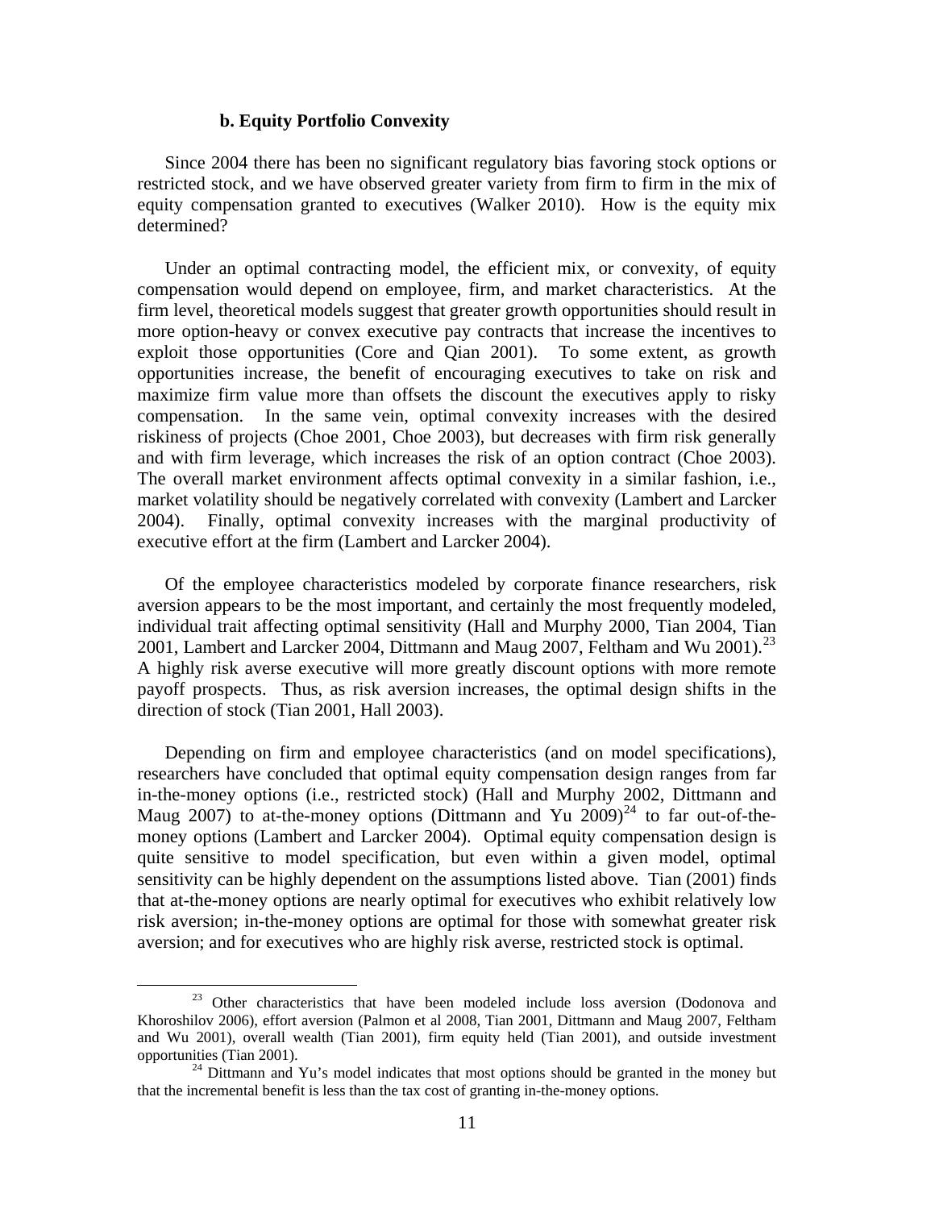### b. Equity Portfolio Convexity

Since 2004 there has been no significant regulatory bias favoring stock options or restricted stock, and we have observed greater variety from firm to firm in the mix of equity compensation granted to executives (Walker 2010). How is the equity mix determined?

Under an optimal contracting model, the efficient mix, or convexity, of equity compensation would depend on employee, firm, and market characteristics. At the firm level, theoretical models suggest that greater growth opportunities should result in more option-heavy or convex executive pay contracts that increase the incentives to exploit those opportunities (Core and Qian 2001). To some extent, as growth opportunities increase, the benefit of encouraging executives to take on risk and maximize firm value more than offsets the discount the executives apply to risky compensation. In the same vein, optimal convexity increases with the desired riskiness of projects (Choe 2001, Choe 2003), but decreases with firm risk generally and with firm leverage, which increases the risk of an option contract (Choe 2003). The overall market environment affects optimal convexity in a similar fashion, i.e., market volatility should be negatively correlated with convexity (Lambert and Larcker 2004). Finally, optimal convexity increases with the marginal productivity of executive effort at the firm (Lambert and Larcker 2004).

Of the employee characteristics modeled by corporate finance researchers, risk aversion appears to be the most important, and certainly the most frequently modeled, individual trait affecting optimal sensitivity (Hall and Murphy 2000, Tian 2004, Tian 2001, Lambert and Larcker 2004, Dittmann and Maug 2007, Feltham and Wu 2001).[23] A highly risk averse executive will more greatly discount options with more remote payoff prospects. Thus, as risk aversion increases, the optimal design shifts in the direction of stock (Tian 2001, Hall 2003).

Depending on firm and employee characteristics (and on model specifications), researchers have concluded that optimal equity compensation design ranges from far in-the-money options (i.e., restricted stock) (Hall and Murphy 2002, Dittmann and Maug 2007) to at-the-money options (Dittmann and Yu 2009)[24] to far out-of-the-money options (Lambert and Larcker 2004). Optimal equity compensation design is quite sensitive to model specification, but even within a given model, optimal sensitivity can be highly dependent on the assumptions listed above. Tian (2001) finds that at-the-money options are nearly optimal for executives who exhibit relatively low risk aversion; in-the-money options are optimal for those with somewhat greater risk aversion; and for executives who are highly risk averse, restricted stock is optimal.

---

[23] Other characteristics that have been modeled include loss aversion (Dodonova and Khoroshilov 2006), effort aversion (Palmon et al 2008, Tian 2001, Dittmann and Maug 2007, Feltham and Wu 2001), overall wealth (Tian 2001), firm equity held (Tian 2001), and outside investment opportunities (Tian 2001).

[24] Dittmann and Yu's model indicates that most options should be granted in the money but that the incremental benefit is less than the tax cost of granting in-the-money options.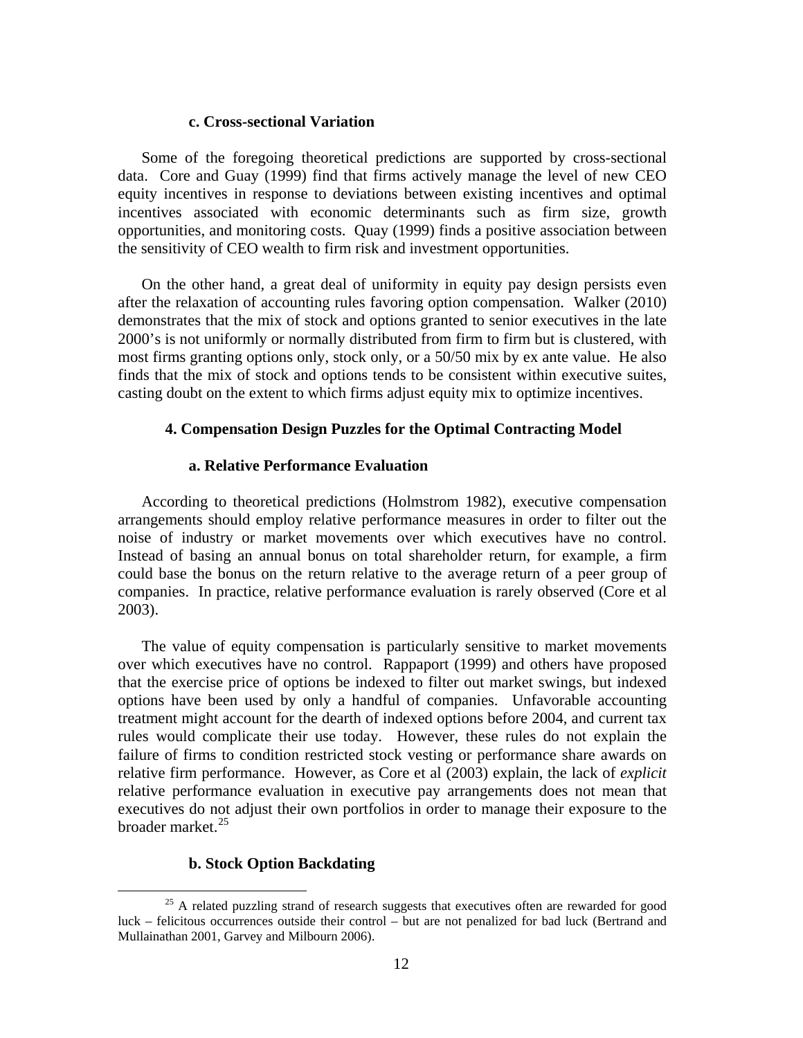#### c. Cross-sectional Variation

Some of the foregoing theoretical predictions are supported by cross-sectional data. Core and Guay (1999) find that firms actively manage the level of new CEO equity incentives in response to deviations between existing incentives and optimal incentives associated with economic determinants such as firm size, growth opportunities, and monitoring costs. Quay (1999) finds a positive association between the sensitivity of CEO wealth to firm risk and investment opportunities.

On the other hand, a great deal of uniformity in equity pay design persists even after the relaxation of accounting rules favoring option compensation. Walker (2010) demonstrates that the mix of stock and options granted to senior executives in the late 2000's is not uniformly or normally distributed from firm to firm but is clustered, with most firms granting options only, stock only, or a 50/50 mix by ex ante value. He also finds that the mix of stock and options tends to be consistent within executive suites, casting doubt on the extent to which firms adjust equity mix to optimize incentives.

### 4. Compensation Design Puzzles for the Optimal Contracting Model

#### a. Relative Performance Evaluation

According to theoretical predictions (Holmstrom 1982), executive compensation arrangements should employ relative performance measures in order to filter out the noise of industry or market movements over which executives have no control. Instead of basing an annual bonus on total shareholder return, for example, a firm could base the bonus on the return relative to the average return of a peer group of companies. In practice, relative performance evaluation is rarely observed (Core et al 2003).

The value of equity compensation is particularly sensitive to market movements over which executives have no control. Rappaport (1999) and others have proposed that the exercise price of options be indexed to filter out market swings, but indexed options have been used by only a handful of companies. Unfavorable accounting treatment might account for the dearth of indexed options before 2004, and current tax rules would complicate their use today. However, these rules do not explain the failure of firms to condition restricted stock vesting or performance share awards on relative firm performance. However, as Core et al (2003) explain, the lack of *explicit* relative performance evaluation in executive pay arrangements does not mean that executives do not adjust their own portfolios in order to manage their exposure to the broader market.[25]

#### b. Stock Option Backdating

[25] A related puzzling strand of research suggests that executives often are rewarded for good luck – felicitous occurrences outside their control – but are not penalized for bad luck (Bertrand and Mullainathan 2001, Garvey and Milbourn 2006).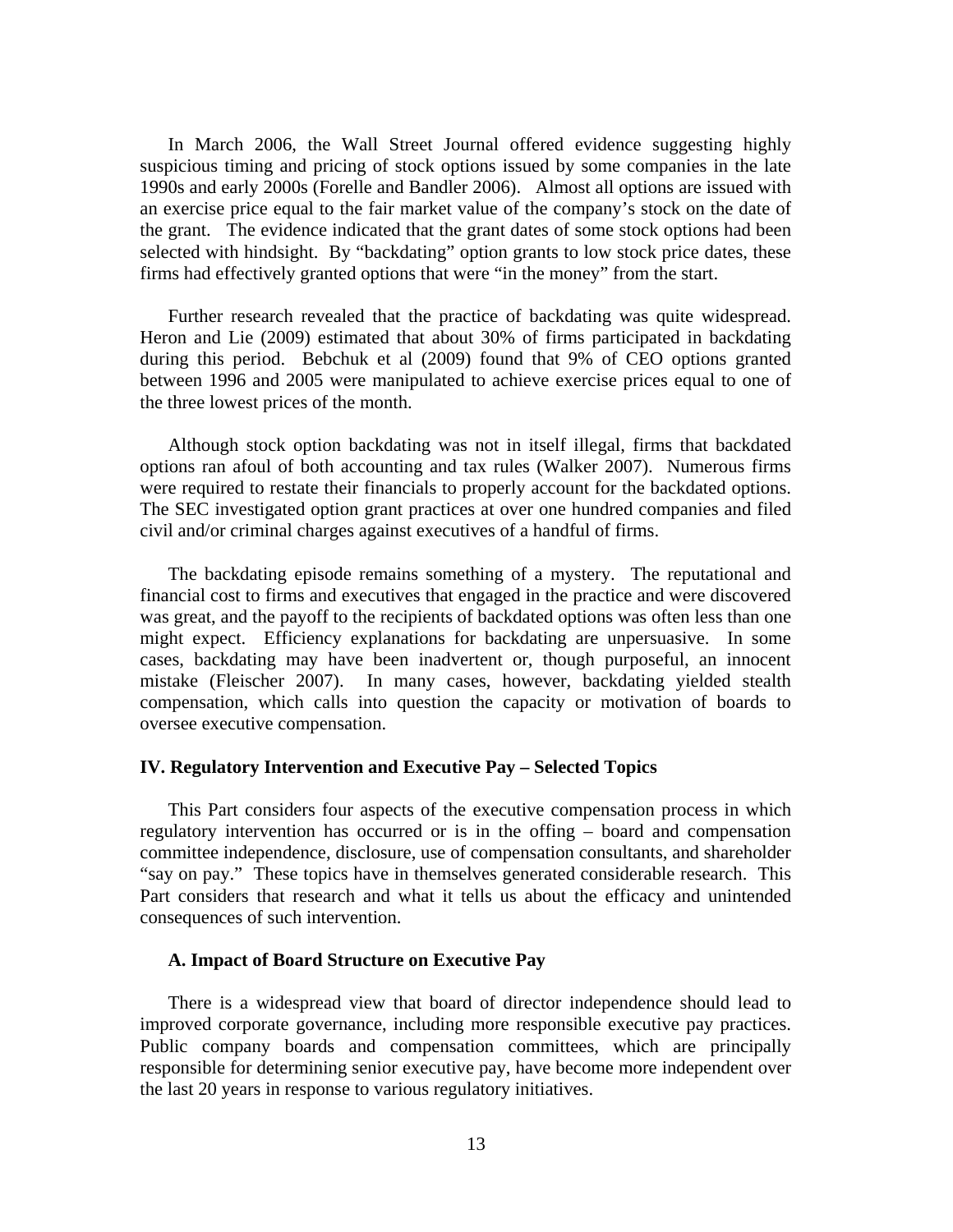In March 2006, the Wall Street Journal offered evidence suggesting highly suspicious timing and pricing of stock options issued by some companies in the late 1990s and early 2000s (Forelle and Bandler 2006). Almost all options are issued with an exercise price equal to the fair market value of the company's stock on the date of the grant. The evidence indicated that the grant dates of some stock options had been selected with hindsight. By "backdating" option grants to low stock price dates, these firms had effectively granted options that were "in the money" from the start.

Further research revealed that the practice of backdating was quite widespread. Heron and Lie (2009) estimated that about 30% of firms participated in backdating during this period. Bebchuk et al (2009) found that 9% of CEO options granted between 1996 and 2005 were manipulated to achieve exercise prices equal to one of the three lowest prices of the month.

Although stock option backdating was not in itself illegal, firms that backdated options ran afoul of both accounting and tax rules (Walker 2007). Numerous firms were required to restate their financials to properly account for the backdated options. The SEC investigated option grant practices at over one hundred companies and filed civil and/or criminal charges against executives of a handful of firms.

The backdating episode remains something of a mystery. The reputational and financial cost to firms and executives that engaged in the practice and were discovered was great, and the payoff to the recipients of backdated options was often less than one might expect. Efficiency explanations for backdating are unpersuasive. In some cases, backdating may have been inadvertent or, though purposeful, an innocent mistake (Fleischer 2007). In many cases, however, backdating yielded stealth compensation, which calls into question the capacity or motivation of boards to oversee executive compensation.

## IV. Regulatory Intervention and Executive Pay – Selected Topics

This Part considers four aspects of the executive compensation process in which regulatory intervention has occurred or is in the offing – board and compensation committee independence, disclosure, use of compensation consultants, and shareholder "say on pay." These topics have in themselves generated considerable research. This Part considers that research and what it tells us about the efficacy and unintended consequences of such intervention.

### A. Impact of Board Structure on Executive Pay

There is a widespread view that board of director independence should lead to improved corporate governance, including more responsible executive pay practices. Public company boards and compensation committees, which are principally responsible for determining senior executive pay, have become more independent over the last 20 years in response to various regulatory initiatives.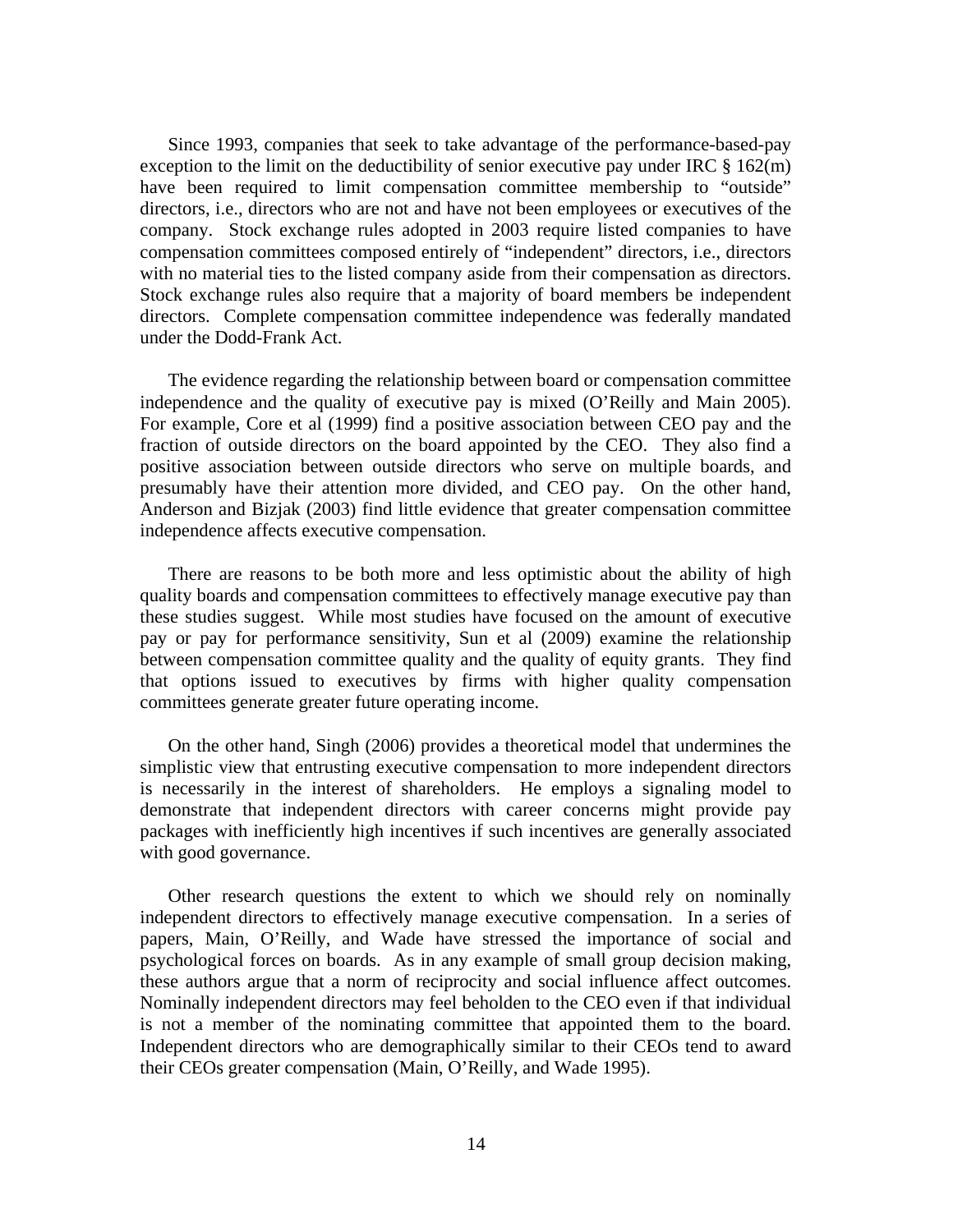Since 1993, companies that seek to take advantage of the performance-based-pay exception to the limit on the deductibility of senior executive pay under IRC § 162(m) have been required to limit compensation committee membership to "outside" directors, i.e., directors who are not and have not been employees or executives of the company. Stock exchange rules adopted in 2003 require listed companies to have compensation committees composed entirely of "independent" directors, i.e., directors with no material ties to the listed company aside from their compensation as directors. Stock exchange rules also require that a majority of board members be independent directors. Complete compensation committee independence was federally mandated under the Dodd-Frank Act.

The evidence regarding the relationship between board or compensation committee independence and the quality of executive pay is mixed (O'Reilly and Main 2005). For example, Core et al (1999) find a positive association between CEO pay and the fraction of outside directors on the board appointed by the CEO. They also find a positive association between outside directors who serve on multiple boards, and presumably have their attention more divided, and CEO pay. On the other hand, Anderson and Bizjak (2003) find little evidence that greater compensation committee independence affects executive compensation.

There are reasons to be both more and less optimistic about the ability of high quality boards and compensation committees to effectively manage executive pay than these studies suggest. While most studies have focused on the amount of executive pay or pay for performance sensitivity, Sun et al (2009) examine the relationship between compensation committee quality and the quality of equity grants. They find that options issued to executives by firms with higher quality compensation committees generate greater future operating income.

On the other hand, Singh (2006) provides a theoretical model that undermines the simplistic view that entrusting executive compensation to more independent directors is necessarily in the interest of shareholders. He employs a signaling model to demonstrate that independent directors with career concerns might provide pay packages with inefficiently high incentives if such incentives are generally associated with good governance.

Other research questions the extent to which we should rely on nominally independent directors to effectively manage executive compensation. In a series of papers, Main, O'Reilly, and Wade have stressed the importance of social and psychological forces on boards. As in any example of small group decision making, these authors argue that a norm of reciprocity and social influence affect outcomes. Nominally independent directors may feel beholden to the CEO even if that individual is not a member of the nominating committee that appointed them to the board. Independent directors who are demographically similar to their CEOs tend to award their CEOs greater compensation (Main, O'Reilly, and Wade 1995).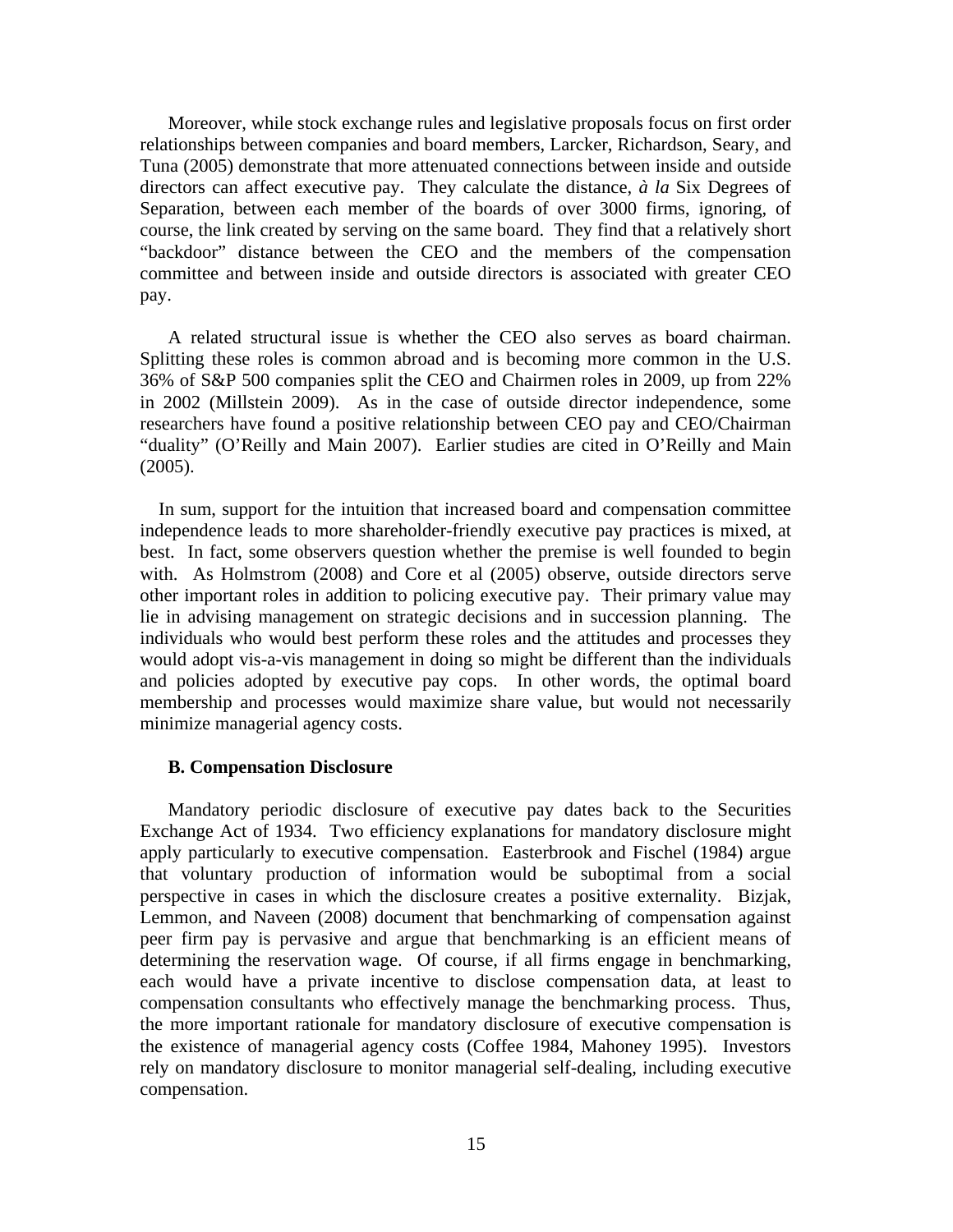Moreover, while stock exchange rules and legislative proposals focus on first order relationships between companies and board members, Larcker, Richardson, Seary, and Tuna (2005) demonstrate that more attenuated connections between inside and outside directors can affect executive pay. They calculate the distance, *à la* Six Degrees of Separation, between each member of the boards of over 3000 firms, ignoring, of course, the link created by serving on the same board. They find that a relatively short "backdoor" distance between the CEO and the members of the compensation committee and between inside and outside directors is associated with greater CEO pay.

A related structural issue is whether the CEO also serves as board chairman. Splitting these roles is common abroad and is becoming more common in the U.S. 36% of S&P 500 companies split the CEO and Chairmen roles in 2009, up from 22% in 2002 (Millstein 2009). As in the case of outside director independence, some researchers have found a positive relationship between CEO pay and CEO/Chairman "duality" (O'Reilly and Main 2007). Earlier studies are cited in O'Reilly and Main (2005).

In sum, support for the intuition that increased board and compensation committee independence leads to more shareholder-friendly executive pay practices is mixed, at best. In fact, some observers question whether the premise is well founded to begin with. As Holmstrom (2008) and Core et al (2005) observe, outside directors serve other important roles in addition to policing executive pay. Their primary value may lie in advising management on strategic decisions and in succession planning. The individuals who would best perform these roles and the attitudes and processes they would adopt vis-a-vis management in doing so might be different than the individuals and policies adopted by executive pay cops. In other words, the optimal board membership and processes would maximize share value, but would not necessarily minimize managerial agency costs.

### B. Compensation Disclosure

Mandatory periodic disclosure of executive pay dates back to the Securities Exchange Act of 1934. Two efficiency explanations for mandatory disclosure might apply particularly to executive compensation. Easterbrook and Fischel (1984) argue that voluntary production of information would be suboptimal from a social perspective in cases in which the disclosure creates a positive externality. Bizjak, Lemmon, and Naveen (2008) document that benchmarking of compensation against peer firm pay is pervasive and argue that benchmarking is an efficient means of determining the reservation wage. Of course, if all firms engage in benchmarking, each would have a private incentive to disclose compensation data, at least to compensation consultants who effectively manage the benchmarking process. Thus, the more important rationale for mandatory disclosure of executive compensation is the existence of managerial agency costs (Coffee 1984, Mahoney 1995). Investors rely on mandatory disclosure to monitor managerial self-dealing, including executive compensation.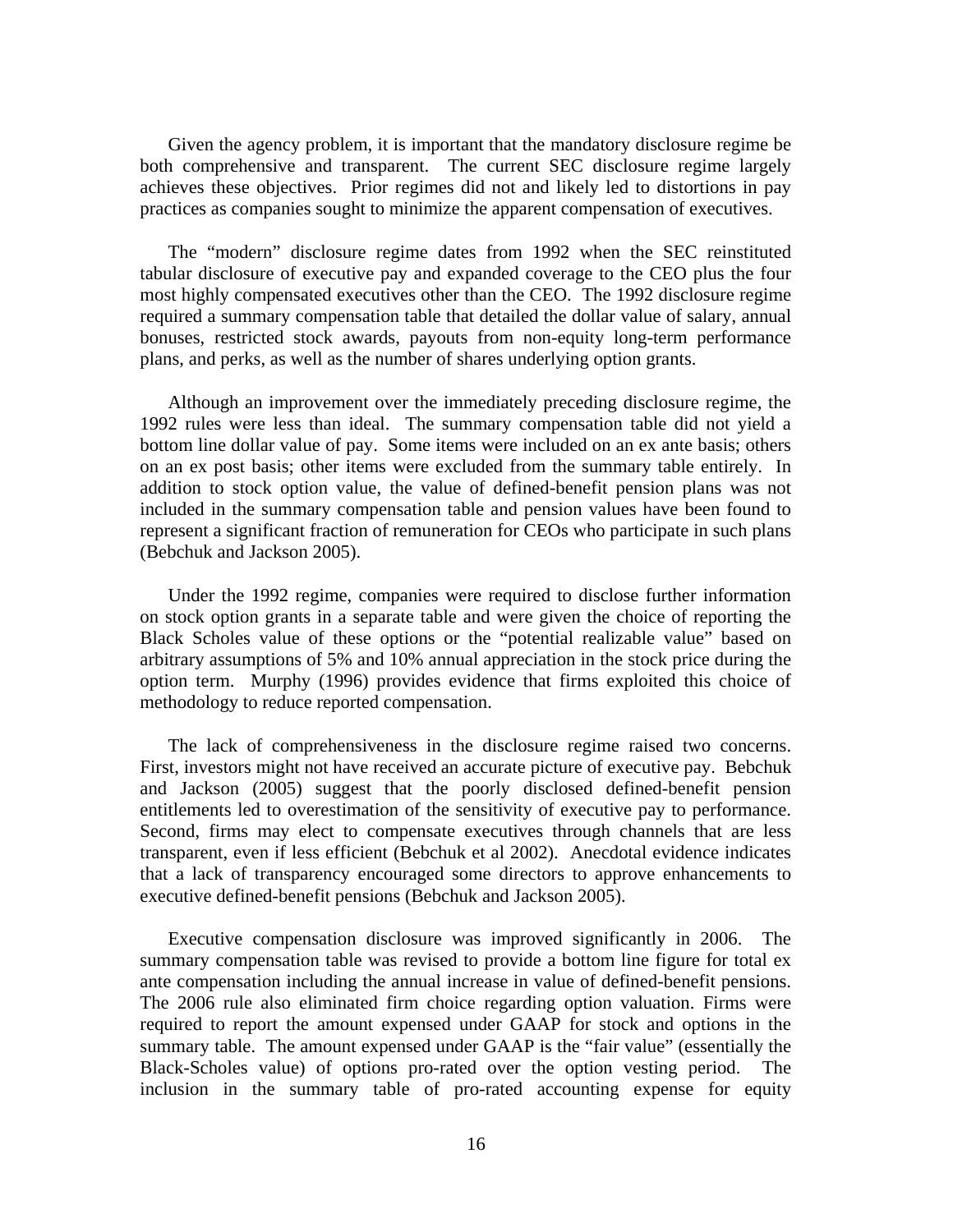Given the agency problem, it is important that the mandatory disclosure regime be both comprehensive and transparent. The current SEC disclosure regime largely achieves these objectives. Prior regimes did not and likely led to distortions in pay practices as companies sought to minimize the apparent compensation of executives.

The "modern" disclosure regime dates from 1992 when the SEC reinstituted tabular disclosure of executive pay and expanded coverage to the CEO plus the four most highly compensated executives other than the CEO. The 1992 disclosure regime required a summary compensation table that detailed the dollar value of salary, annual bonuses, restricted stock awards, payouts from non-equity long-term performance plans, and perks, as well as the number of shares underlying option grants.

Although an improvement over the immediately preceding disclosure regime, the 1992 rules were less than ideal. The summary compensation table did not yield a bottom line dollar value of pay. Some items were included on an ex ante basis; others on an ex post basis; other items were excluded from the summary table entirely. In addition to stock option value, the value of defined-benefit pension plans was not included in the summary compensation table and pension values have been found to represent a significant fraction of remuneration for CEOs who participate in such plans (Bebchuk and Jackson 2005).

Under the 1992 regime, companies were required to disclose further information on stock option grants in a separate table and were given the choice of reporting the Black Scholes value of these options or the "potential realizable value" based on arbitrary assumptions of 5% and 10% annual appreciation in the stock price during the option term. Murphy (1996) provides evidence that firms exploited this choice of methodology to reduce reported compensation.

The lack of comprehensiveness in the disclosure regime raised two concerns. First, investors might not have received an accurate picture of executive pay. Bebchuk and Jackson (2005) suggest that the poorly disclosed defined-benefit pension entitlements led to overestimation of the sensitivity of executive pay to performance. Second, firms may elect to compensate executives through channels that are less transparent, even if less efficient (Bebchuk et al 2002). Anecdotal evidence indicates that a lack of transparency encouraged some directors to approve enhancements to executive defined-benefit pensions (Bebchuk and Jackson 2005).

Executive compensation disclosure was improved significantly in 2006. The summary compensation table was revised to provide a bottom line figure for total ex ante compensation including the annual increase in value of defined-benefit pensions. The 2006 rule also eliminated firm choice regarding option valuation. Firms were required to report the amount expensed under GAAP for stock and options in the summary table. The amount expensed under GAAP is the "fair value" (essentially the Black-Scholes value) of options pro-rated over the option vesting period. The inclusion in the summary table of pro-rated accounting expense for equity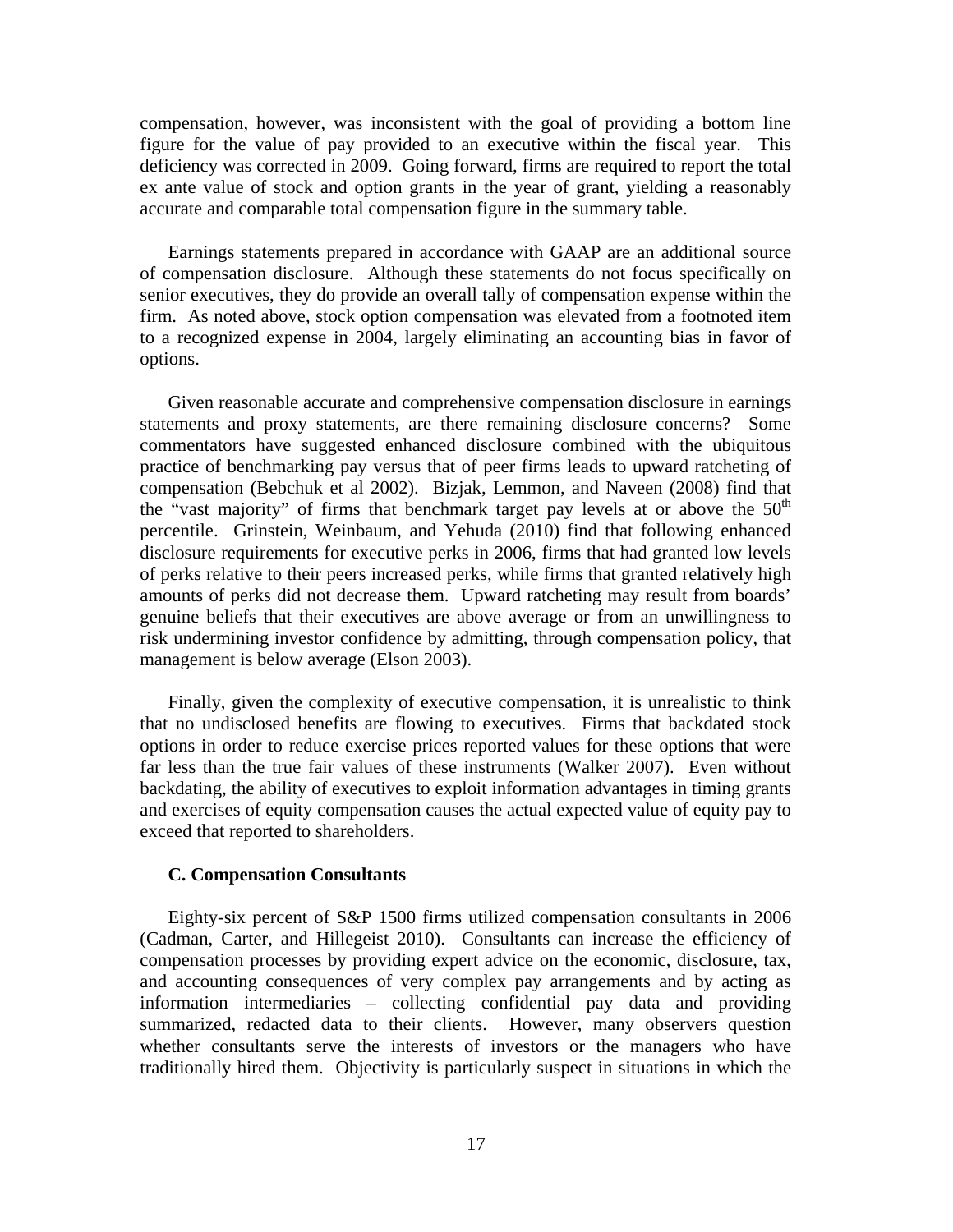compensation, however, was inconsistent with the goal of providing a bottom line figure for the value of pay provided to an executive within the fiscal year. This deficiency was corrected in 2009. Going forward, firms are required to report the total ex ante value of stock and option grants in the year of grant, yielding a reasonably accurate and comparable total compensation figure in the summary table.

Earnings statements prepared in accordance with GAAP are an additional source of compensation disclosure. Although these statements do not focus specifically on senior executives, they do provide an overall tally of compensation expense within the firm. As noted above, stock option compensation was elevated from a footnoted item to a recognized expense in 2004, largely eliminating an accounting bias in favor of options.

Given reasonable accurate and comprehensive compensation disclosure in earnings statements and proxy statements, are there remaining disclosure concerns? Some commentators have suggested enhanced disclosure combined with the ubiquitous practice of benchmarking pay versus that of peer firms leads to upward ratcheting of compensation (Bebchuk et al 2002). Bizjak, Lemmon, and Naveen (2008) find that the "vast majority" of firms that benchmark target pay levels at or above the 50th percentile. Grinstein, Weinbaum, and Yehuda (2010) find that following enhanced disclosure requirements for executive perks in 2006, firms that had granted low levels of perks relative to their peers increased perks, while firms that granted relatively high amounts of perks did not decrease them. Upward ratcheting may result from boards' genuine beliefs that their executives are above average or from an unwillingness to risk undermining investor confidence by admitting, through compensation policy, that management is below average (Elson 2003).

Finally, given the complexity of executive compensation, it is unrealistic to think that no undisclosed benefits are flowing to executives. Firms that backdated stock options in order to reduce exercise prices reported values for these options that were far less than the true fair values of these instruments (Walker 2007). Even without backdating, the ability of executives to exploit information advantages in timing grants and exercises of equity compensation causes the actual expected value of equity pay to exceed that reported to shareholders.

### C. Compensation Consultants

Eighty-six percent of S&P 1500 firms utilized compensation consultants in 2006 (Cadman, Carter, and Hillegeist 2010). Consultants can increase the efficiency of compensation processes by providing expert advice on the economic, disclosure, tax, and accounting consequences of very complex pay arrangements and by acting as information intermediaries – collecting confidential pay data and providing summarized, redacted data to their clients. However, many observers question whether consultants serve the interests of investors or the managers who have traditionally hired them. Objectivity is particularly suspect in situations in which the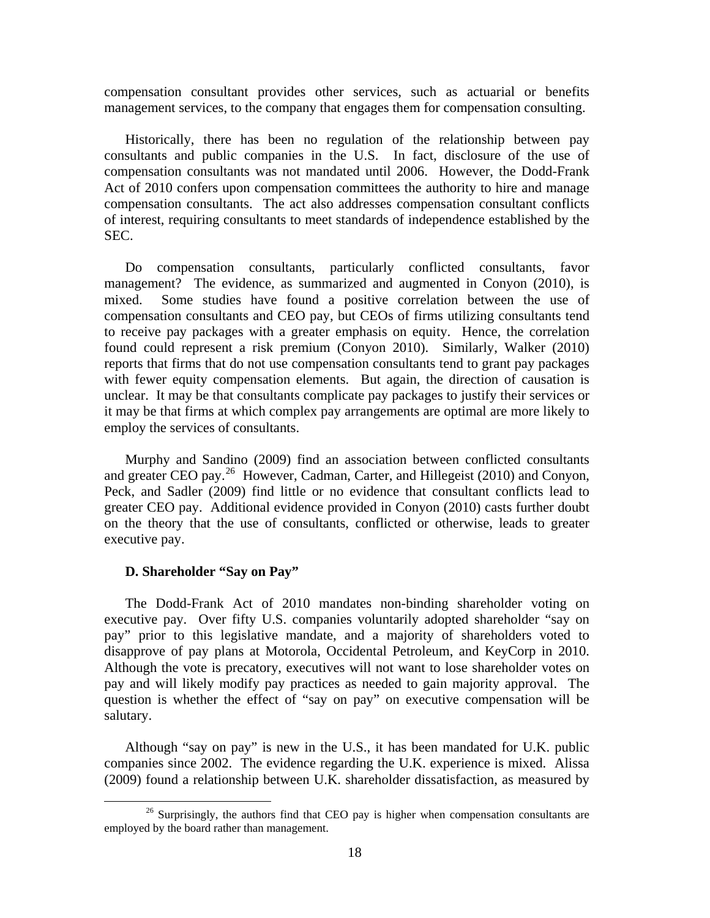compensation consultant provides other services, such as actuarial or benefits management services, to the company that engages them for compensation consulting.

Historically, there has been no regulation of the relationship between pay consultants and public companies in the U.S. In fact, disclosure of the use of compensation consultants was not mandated until 2006. However, the Dodd-Frank Act of 2010 confers upon compensation committees the authority to hire and manage compensation consultants. The act also addresses compensation consultant conflicts of interest, requiring consultants to meet standards of independence established by the SEC.

Do compensation consultants, particularly conflicted consultants, favor management? The evidence, as summarized and augmented in Conyon (2010), is mixed. Some studies have found a positive correlation between the use of compensation consultants and CEO pay, but CEOs of firms utilizing consultants tend to receive pay packages with a greater emphasis on equity. Hence, the correlation found could represent a risk premium (Conyon 2010). Similarly, Walker (2010) reports that firms that do not use compensation consultants tend to grant pay packages with fewer equity compensation elements. But again, the direction of causation is unclear. It may be that consultants complicate pay packages to justify their services or it may be that firms at which complex pay arrangements are optimal are more likely to employ the services of consultants.

Murphy and Sandino (2009) find an association between conflicted consultants and greater CEO pay.[26] However, Cadman, Carter, and Hillegeist (2010) and Conyon, Peck, and Sadler (2009) find little or no evidence that consultant conflicts lead to greater CEO pay. Additional evidence provided in Conyon (2010) casts further doubt on the theory that the use of consultants, conflicted or otherwise, leads to greater executive pay.

### D. Shareholder "Say on Pay"

The Dodd-Frank Act of 2010 mandates non-binding shareholder voting on executive pay. Over fifty U.S. companies voluntarily adopted shareholder "say on pay" prior to this legislative mandate, and a majority of shareholders voted to disapprove of pay plans at Motorola, Occidental Petroleum, and KeyCorp in 2010. Although the vote is precatory, executives will not want to lose shareholder votes on pay and will likely modify pay practices as needed to gain majority approval. The question is whether the effect of "say on pay" on executive compensation will be salutary.

Although "say on pay" is new in the U.S., it has been mandated for U.K. public companies since 2002. The evidence regarding the U.K. experience is mixed. Alissa (2009) found a relationship between U.K. shareholder dissatisfaction, as measured by

[26] Surprisingly, the authors find that CEO pay is higher when compensation consultants are employed by the board rather than management.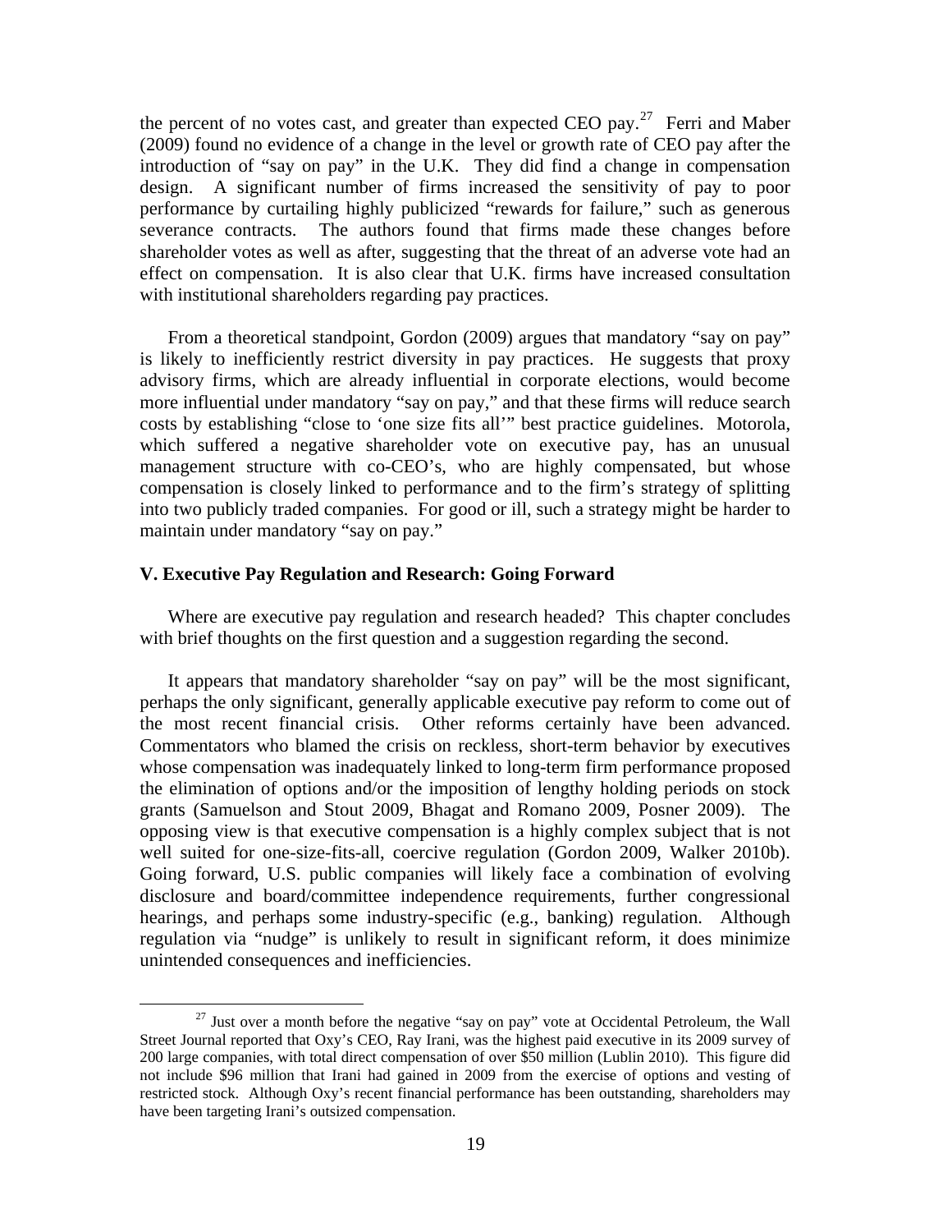the percent of no votes cast, and greater than expected CEO pay.[27] Ferri and Maber (2009) found no evidence of a change in the level or growth rate of CEO pay after the introduction of "say on pay" in the U.K. They did find a change in compensation design. A significant number of firms increased the sensitivity of pay to poor performance by curtailing highly publicized "rewards for failure," such as generous severance contracts. The authors found that firms made these changes before shareholder votes as well as after, suggesting that the threat of an adverse vote had an effect on compensation. It is also clear that U.K. firms have increased consultation with institutional shareholders regarding pay practices.

From a theoretical standpoint, Gordon (2009) argues that mandatory "say on pay" is likely to inefficiently restrict diversity in pay practices. He suggests that proxy advisory firms, which are already influential in corporate elections, would become more influential under mandatory "say on pay," and that these firms will reduce search costs by establishing "close to 'one size fits all'" best practice guidelines. Motorola, which suffered a negative shareholder vote on executive pay, has an unusual management structure with co-CEO's, who are highly compensated, but whose compensation is closely linked to performance and to the firm's strategy of splitting into two publicly traded companies. For good or ill, such a strategy might be harder to maintain under mandatory "say on pay."

## V. Executive Pay Regulation and Research: Going Forward

Where are executive pay regulation and research headed? This chapter concludes with brief thoughts on the first question and a suggestion regarding the second.

It appears that mandatory shareholder "say on pay" will be the most significant, perhaps the only significant, generally applicable executive pay reform to come out of the most recent financial crisis. Other reforms certainly have been advanced. Commentators who blamed the crisis on reckless, short-term behavior by executives whose compensation was inadequately linked to long-term firm performance proposed the elimination of options and/or the imposition of lengthy holding periods on stock grants (Samuelson and Stout 2009, Bhagat and Romano 2009, Posner 2009). The opposing view is that executive compensation is a highly complex subject that is not well suited for one-size-fits-all, coercive regulation (Gordon 2009, Walker 2010b). Going forward, U.S. public companies will likely face a combination of evolving disclosure and board/committee independence requirements, further congressional hearings, and perhaps some industry-specific (e.g., banking) regulation. Although regulation via "nudge" is unlikely to result in significant reform, it does minimize unintended consequences and inefficiencies.

[27] Just over a month before the negative "say on pay" vote at Occidental Petroleum, the Wall Street Journal reported that Oxy's CEO, Ray Irani, was the highest paid executive in its 2009 survey of 200 large companies, with total direct compensation of over $50 million (Lublin 2010). This figure did not include $96 million that Irani had gained in 2009 from the exercise of options and vesting of restricted stock. Although Oxy's recent financial performance has been outstanding, shareholders may have been targeting Irani's outsized compensation.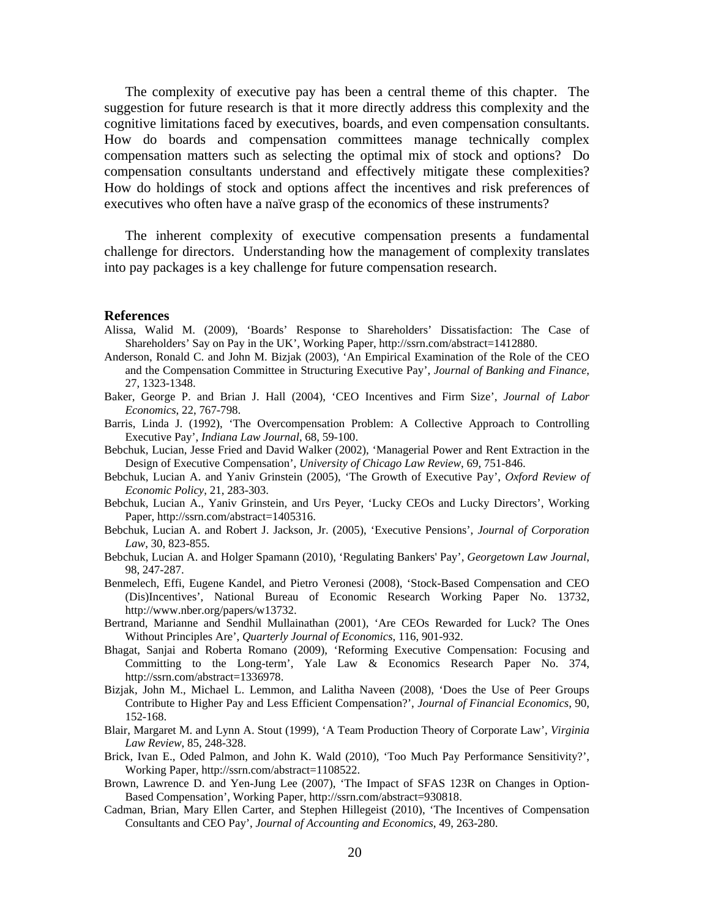The complexity of executive pay has been a central theme of this chapter. The suggestion for future research is that it more directly address this complexity and the cognitive limitations faced by executives, boards, and even compensation consultants. How do boards and compensation committees manage technically complex compensation matters such as selecting the optimal mix of stock and options? Do compensation consultants understand and effectively mitigate these complexities? How do holdings of stock and options affect the incentives and risk preferences of executives who often have a naïve grasp of the economics of these instruments?

The inherent complexity of executive compensation presents a fundamental challenge for directors. Understanding how the management of complexity translates into pay packages is a key challenge for future compensation research.

## References

Alissa, Walid M. (2009), 'Boards' Response to Shareholders' Dissatisfaction: The Case of Shareholders' Say on Pay in the UK', Working Paper, http://ssrn.com/abstract=1412880.

Anderson, Ronald C. and John M. Bizjak (2003), 'An Empirical Examination of the Role of the CEO and the Compensation Committee in Structuring Executive Pay', *Journal of Banking and Finance*, 27, 1323-1348.

Baker, George P. and Brian J. Hall (2004), 'CEO Incentives and Firm Size', *Journal of Labor Economics*, 22, 767-798.

Barris, Linda J. (1992), 'The Overcompensation Problem: A Collective Approach to Controlling Executive Pay', *Indiana Law Journal*, 68, 59-100.

Bebchuk, Lucian, Jesse Fried and David Walker (2002), 'Managerial Power and Rent Extraction in the Design of Executive Compensation', *University of Chicago Law Review*, 69, 751-846.

Bebchuk, Lucian A. and Yaniv Grinstein (2005), 'The Growth of Executive Pay', *Oxford Review of Economic Policy*, 21, 283-303.

Bebchuk, Lucian A., Yaniv Grinstein, and Urs Peyer, 'Lucky CEOs and Lucky Directors', Working Paper, http://ssrn.com/abstract=1405316.

Bebchuk, Lucian A. and Robert J. Jackson, Jr. (2005), 'Executive Pensions', *Journal of Corporation Law*, 30, 823-855.

Bebchuk, Lucian A. and Holger Spamann (2010), 'Regulating Bankers' Pay', *Georgetown Law Journal*, 98, 247-287.

Benmelech, Effi, Eugene Kandel, and Pietro Veronesi (2008), 'Stock-Based Compensation and CEO (Dis)Incentives', National Bureau of Economic Research Working Paper No. 13732, http://www.nber.org/papers/w13732.

Bertrand, Marianne and Sendhil Mullainathan (2001), 'Are CEOs Rewarded for Luck? The Ones Without Principles Are', *Quarterly Journal of Economics*, 116, 901-932.

Bhagat, Sanjai and Roberta Romano (2009), 'Reforming Executive Compensation: Focusing and Committing to the Long-term', Yale Law & Economics Research Paper No. 374, http://ssrn.com/abstract=1336978.

Bizjak, John M., Michael L. Lemmon, and Lalitha Naveen (2008), 'Does the Use of Peer Groups Contribute to Higher Pay and Less Efficient Compensation?', *Journal of Financial Economics*, 90, 152-168.

Blair, Margaret M. and Lynn A. Stout (1999), 'A Team Production Theory of Corporate Law', *Virginia Law Review*, 85, 248-328.

Brick, Ivan E., Oded Palmon, and John K. Wald (2010), 'Too Much Pay Performance Sensitivity?', Working Paper, http://ssrn.com/abstract=1108522.

Brown, Lawrence D. and Yen-Jung Lee (2007), 'The Impact of SFAS 123R on Changes in Option-Based Compensation', Working Paper, http://ssrn.com/abstract=930818.

Cadman, Brian, Mary Ellen Carter, and Stephen Hillegeist (2010), 'The Incentives of Compensation Consultants and CEO Pay', *Journal of Accounting and Economics*, 49, 263-280.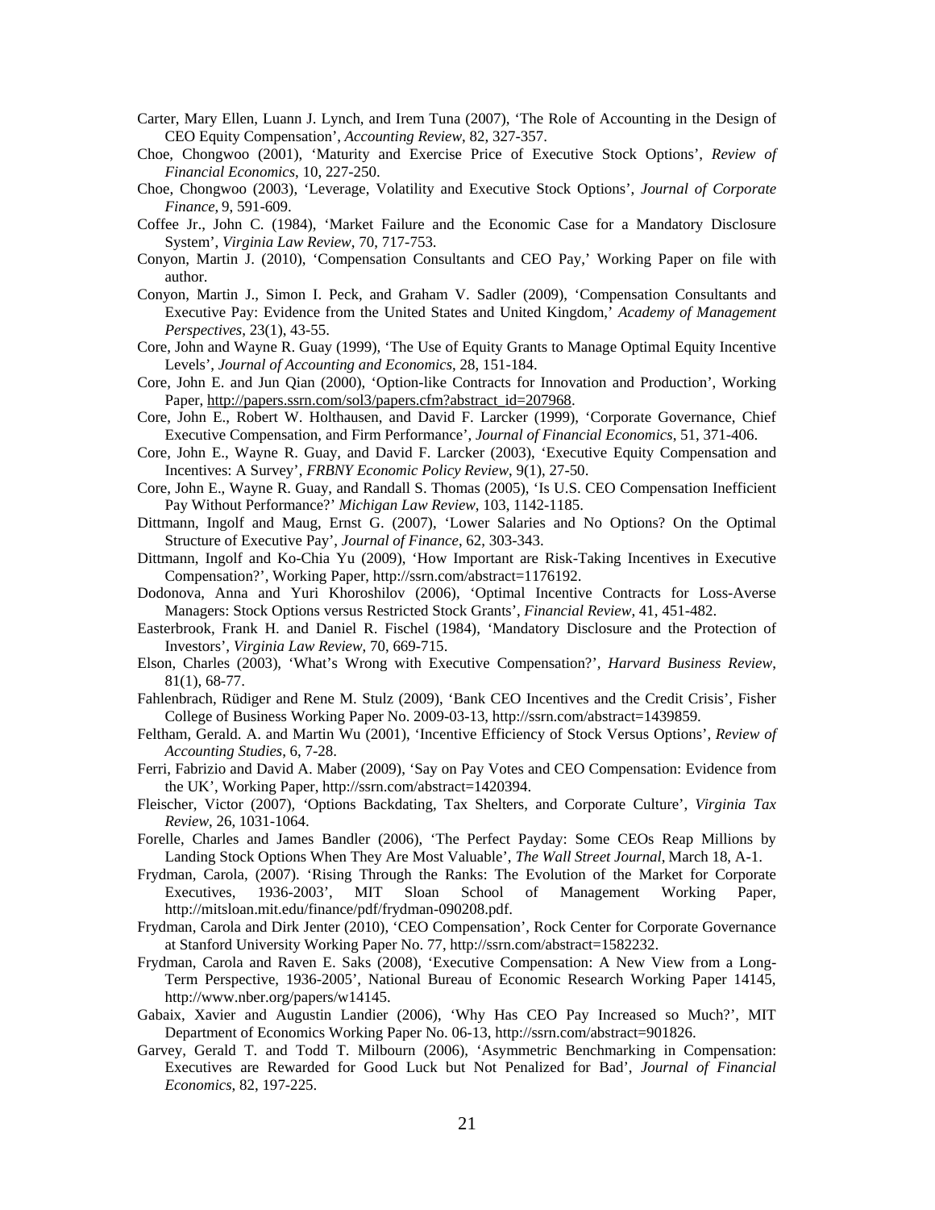Carter, Mary Ellen, Luann J. Lynch, and Irem Tuna (2007), 'The Role of Accounting in the Design of CEO Equity Compensation', *Accounting Review*, 82, 327-357.

Choe, Chongwoo (2001), 'Maturity and Exercise Price of Executive Stock Options', *Review of Financial Economics*, 10, 227-250.

Choe, Chongwoo (2003), 'Leverage, Volatility and Executive Stock Options', *Journal of Corporate Finance*, 9, 591-609.

Coffee Jr., John C. (1984), 'Market Failure and the Economic Case for a Mandatory Disclosure System', *Virginia Law Review*, 70, 717-753.

Conyon, Martin J. (2010), 'Compensation Consultants and CEO Pay,' Working Paper on file with author.

Conyon, Martin J., Simon I. Peck, and Graham V. Sadler (2009), 'Compensation Consultants and Executive Pay: Evidence from the United States and United Kingdom,' *Academy of Management Perspectives*, 23(1), 43-55.

Core, John and Wayne R. Guay (1999), 'The Use of Equity Grants to Manage Optimal Equity Incentive Levels', *Journal of Accounting and Economics*, 28, 151-184.

Core, John E. and Jun Qian (2000), 'Option-like Contracts for Innovation and Production', Working Paper, http://papers.ssrn.com/sol3/papers.cfm?abstract_id=207968.

Core, John E., Robert W. Holthausen, and David F. Larcker (1999), 'Corporate Governance, Chief Executive Compensation, and Firm Performance', *Journal of Financial Economics*, 51, 371-406.

Core, John E., Wayne R. Guay, and David F. Larcker (2003), 'Executive Equity Compensation and Incentives: A Survey', *FRBNY Economic Policy Review*, 9(1), 27-50.

Core, John E., Wayne R. Guay, and Randall S. Thomas (2005), 'Is U.S. CEO Compensation Inefficient Pay Without Performance?' *Michigan Law Review*, 103, 1142-1185.

Dittmann, Ingolf and Maug, Ernst G. (2007), 'Lower Salaries and No Options? On the Optimal Structure of Executive Pay', *Journal of Finance*, 62, 303-343.

Dittmann, Ingolf and Ko-Chia Yu (2009), 'How Important are Risk-Taking Incentives in Executive Compensation?', Working Paper, http://ssrn.com/abstract=1176192.

Dodonova, Anna and Yuri Khoroshilov (2006), 'Optimal Incentive Contracts for Loss-Averse Managers: Stock Options versus Restricted Stock Grants', *Financial Review*, 41, 451-482.

Easterbrook, Frank H. and Daniel R. Fischel (1984), 'Mandatory Disclosure and the Protection of Investors', *Virginia Law Review*, 70, 669-715.

Elson, Charles (2003), 'What's Wrong with Executive Compensation?', *Harvard Business Review*, 81(1), 68-77.

Fahlenbrach, Rüdiger and Rene M. Stulz (2009), 'Bank CEO Incentives and the Credit Crisis', Fisher College of Business Working Paper No. 2009-03-13, http://ssrn.com/abstract=1439859.

Feltham, Gerald. A. and Martin Wu (2001), 'Incentive Efficiency of Stock Versus Options', *Review of Accounting Studies*, 6, 7-28.

Ferri, Fabrizio and David A. Maber (2009), 'Say on Pay Votes and CEO Compensation: Evidence from the UK', Working Paper, http://ssrn.com/abstract=1420394.

Fleischer, Victor (2007), 'Options Backdating, Tax Shelters, and Corporate Culture', *Virginia Tax Review*, 26, 1031-1064.

Forelle, Charles and James Bandler (2006), 'The Perfect Payday: Some CEOs Reap Millions by Landing Stock Options When They Are Most Valuable', *The Wall Street Journal*, March 18, A-1.

Frydman, Carola, (2007). 'Rising Through the Ranks: The Evolution of the Market for Corporate Executives, 1936-2003', MIT Sloan School of Management Working Paper, http://mitsloan.mit.edu/finance/pdf/frydman-090208.pdf.

Frydman, Carola and Dirk Jenter (2010), 'CEO Compensation', Rock Center for Corporate Governance at Stanford University Working Paper No. 77, http://ssrn.com/abstract=1582232.

Frydman, Carola and Raven E. Saks (2008), 'Executive Compensation: A New View from a Long-Term Perspective, 1936-2005', National Bureau of Economic Research Working Paper 14145, http://www.nber.org/papers/w14145.

Gabaix, Xavier and Augustin Landier (2006), 'Why Has CEO Pay Increased so Much?', MIT Department of Economics Working Paper No. 06-13, http://ssrn.com/abstract=901826.

Garvey, Gerald T. and Todd T. Milbourn (2006), 'Asymmetric Benchmarking in Compensation: Executives are Rewarded for Good Luck but Not Penalized for Bad', *Journal of Financial Economics*, 82, 197-225.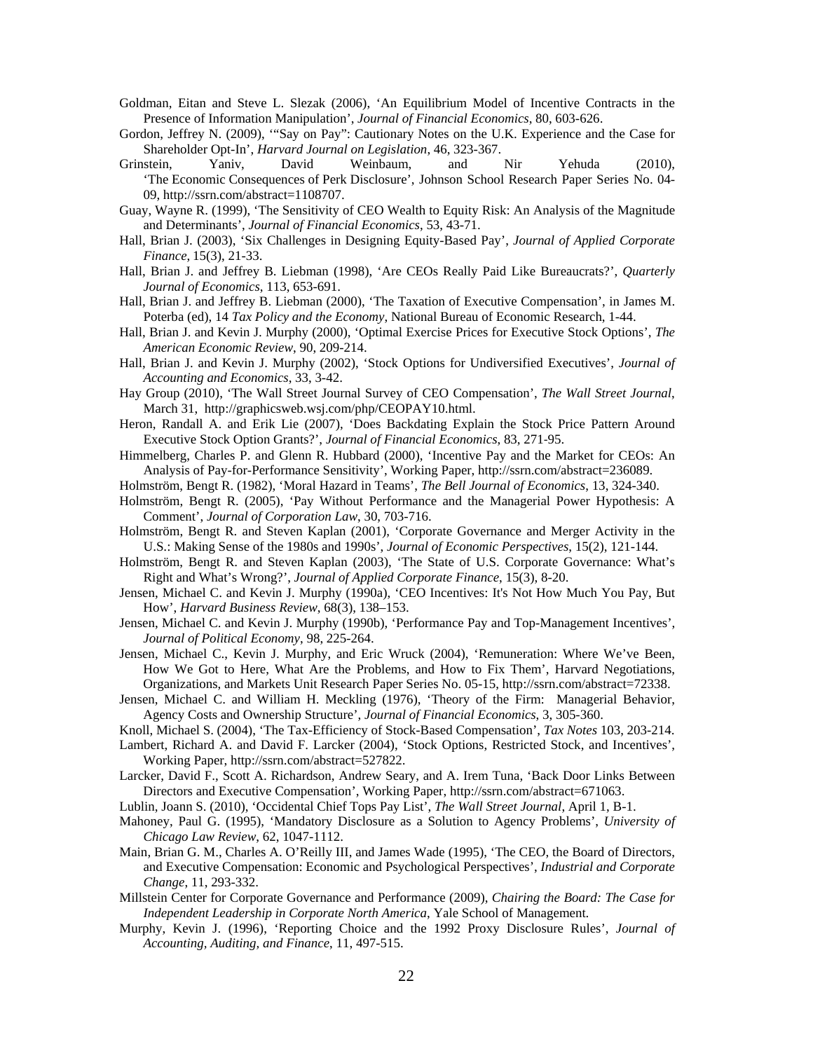Goldman, Eitan and Steve L. Slezak (2006), 'An Equilibrium Model of Incentive Contracts in the Presence of Information Manipulation', *Journal of Financial Economics*, 80, 603-626.

Gordon, Jeffrey N. (2009), '"Say on Pay": Cautionary Notes on the U.K. Experience and the Case for Shareholder Opt-In', *Harvard Journal on Legislation*, 46, 323-367.

Grinstein, Yaniv, David Weinbaum, and Nir Yehuda (2010), 'The Economic Consequences of Perk Disclosure', Johnson School Research Paper Series No. 04-09, http://ssrn.com/abstract=1108707.

Guay, Wayne R. (1999), 'The Sensitivity of CEO Wealth to Equity Risk: An Analysis of the Magnitude and Determinants', *Journal of Financial Economics*, 53, 43-71.

Hall, Brian J. (2003), 'Six Challenges in Designing Equity-Based Pay', *Journal of Applied Corporate Finance*, 15(3), 21-33.

Hall, Brian J. and Jeffrey B. Liebman (1998), 'Are CEOs Really Paid Like Bureaucrats?', *Quarterly Journal of Economics*, 113, 653-691.

Hall, Brian J. and Jeffrey B. Liebman (2000), 'The Taxation of Executive Compensation', in James M. Poterba (ed), 14 *Tax Policy and the Economy*, National Bureau of Economic Research, 1-44.

Hall, Brian J. and Kevin J. Murphy (2000), 'Optimal Exercise Prices for Executive Stock Options', *The American Economic Review*, 90, 209-214.

Hall, Brian J. and Kevin J. Murphy (2002), 'Stock Options for Undiversified Executives', *Journal of Accounting and Economics*, 33, 3-42.

Hay Group (2010), 'The Wall Street Journal Survey of CEO Compensation', *The Wall Street Journal*, March 31, http://graphicsweb.wsj.com/php/CEOPAY10.html.

Heron, Randall A. and Erik Lie (2007), 'Does Backdating Explain the Stock Price Pattern Around Executive Stock Option Grants?', *Journal of Financial Economics*, 83, 271-95.

Himmelberg, Charles P. and Glenn R. Hubbard (2000), 'Incentive Pay and the Market for CEOs: An Analysis of Pay-for-Performance Sensitivity', Working Paper, http://ssrn.com/abstract=236089.

Holmström, Bengt R. (1982), 'Moral Hazard in Teams', *The Bell Journal of Economics*, 13, 324-340.

Holmström, Bengt R. (2005), 'Pay Without Performance and the Managerial Power Hypothesis: A Comment', *Journal of Corporation Law*, 30, 703-716.

Holmström, Bengt R. and Steven Kaplan (2001), 'Corporate Governance and Merger Activity in the U.S.: Making Sense of the 1980s and 1990s', *Journal of Economic Perspectives*, 15(2), 121-144.

Holmström, Bengt R. and Steven Kaplan (2003), 'The State of U.S. Corporate Governance: What's Right and What's Wrong?', *Journal of Applied Corporate Finance*, 15(3), 8-20.

Jensen, Michael C. and Kevin J. Murphy (1990a), 'CEO Incentives: It's Not How Much You Pay, But How', *Harvard Business Review*, 68(3), 138–153.

Jensen, Michael C. and Kevin J. Murphy (1990b), 'Performance Pay and Top-Management Incentives', *Journal of Political Economy*, 98, 225-264.

Jensen, Michael C., Kevin J. Murphy, and Eric Wruck (2004), 'Remuneration: Where We've Been, How We Got to Here, What Are the Problems, and How to Fix Them', Harvard Negotiations, Organizations, and Markets Unit Research Paper Series No. 05-15, http://ssrn.com/abstract=72338.

Jensen, Michael C. and William H. Meckling (1976), 'Theory of the Firm: Managerial Behavior, Agency Costs and Ownership Structure', *Journal of Financial Economics*, 3, 305-360.

Knoll, Michael S. (2004), 'The Tax-Efficiency of Stock-Based Compensation', *Tax Notes* 103, 203-214.

Lambert, Richard A. and David F. Larcker (2004), 'Stock Options, Restricted Stock, and Incentives', Working Paper, http://ssrn.com/abstract=527822.

Larcker, David F., Scott A. Richardson, Andrew Seary, and A. Irem Tuna, 'Back Door Links Between Directors and Executive Compensation', Working Paper, http://ssrn.com/abstract=671063.

Lublin, Joann S. (2010), 'Occidental Chief Tops Pay List', *The Wall Street Journal*, April 1, B-1.

Mahoney, Paul G. (1995), 'Mandatory Disclosure as a Solution to Agency Problems', *University of Chicago Law Review*, 62, 1047-1112.

Main, Brian G. M., Charles A. O'Reilly III, and James Wade (1995), 'The CEO, the Board of Directors, and Executive Compensation: Economic and Psychological Perspectives', *Industrial and Corporate Change*, 11, 293-332.

Millstein Center for Corporate Governance and Performance (2009), *Chairing the Board: The Case for Independent Leadership in Corporate North America*, Yale School of Management.

Murphy, Kevin J. (1996), 'Reporting Choice and the 1992 Proxy Disclosure Rules', *Journal of Accounting, Auditing, and Finance*, 11, 497-515.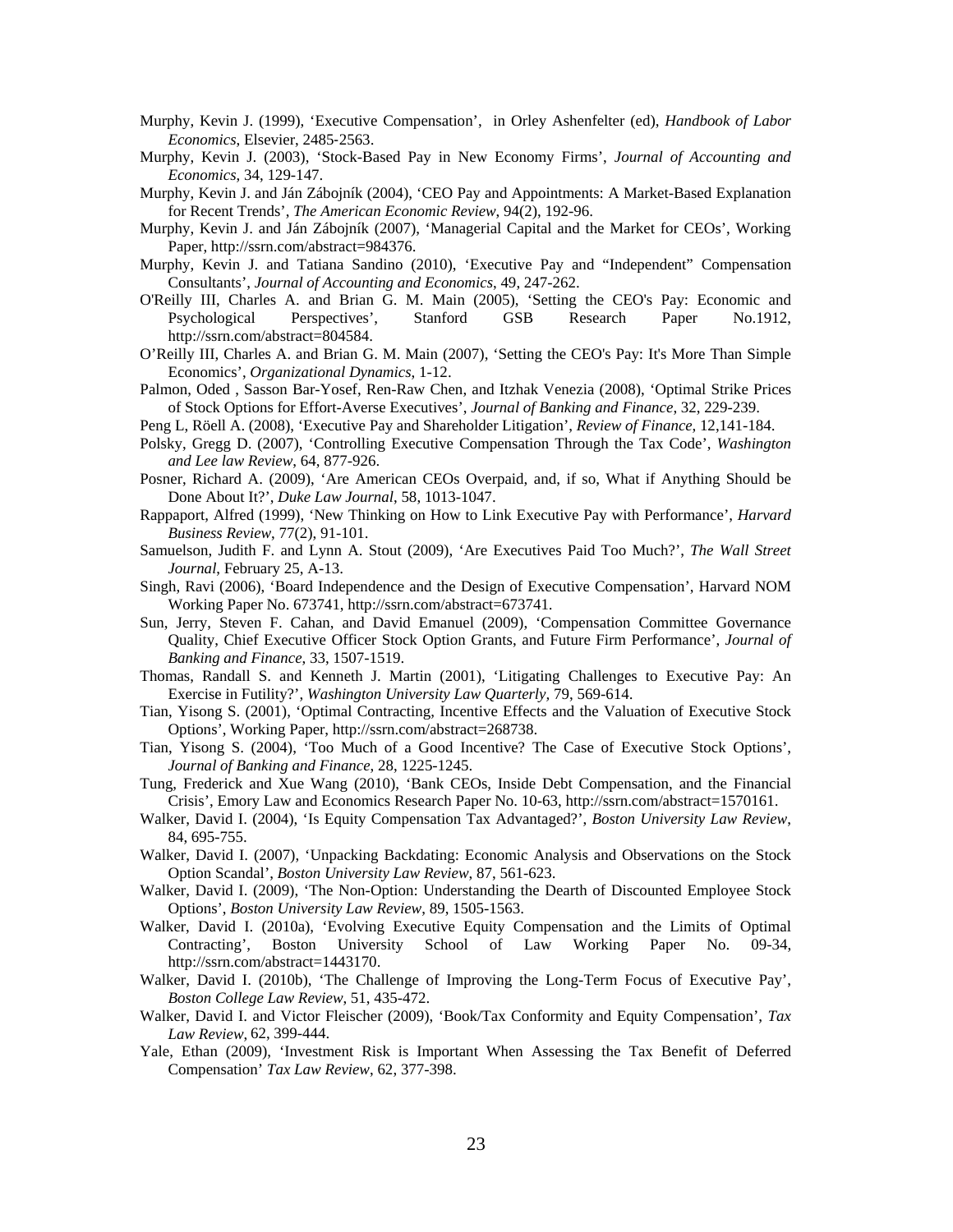Murphy, Kevin J. (1999), 'Executive Compensation', in Orley Ashenfelter (ed), *Handbook of Labor Economics*, Elsevier, 2485-2563.

Murphy, Kevin J. (2003), 'Stock-Based Pay in New Economy Firms', *Journal of Accounting and Economics*, 34, 129-147.

Murphy, Kevin J. and Ján Zábojník (2004), 'CEO Pay and Appointments: A Market-Based Explanation for Recent Trends', *The American Economic Review*, 94(2), 192-96.

Murphy, Kevin J. and Ján Zábojník (2007), 'Managerial Capital and the Market for CEOs', Working Paper, http://ssrn.com/abstract=984376.

Murphy, Kevin J. and Tatiana Sandino (2010), 'Executive Pay and "Independent" Compensation Consultants', *Journal of Accounting and Economics*, 49, 247-262.

O'Reilly III, Charles A. and Brian G. M. Main (2005), 'Setting the CEO's Pay: Economic and Psychological Perspectives', Stanford GSB Research Paper No.1912, http://ssrn.com/abstract=804584.

O'Reilly III, Charles A. and Brian G. M. Main (2007), 'Setting the CEO's Pay: It's More Than Simple Economics', *Organizational Dynamics*, 1-12.

Palmon, Oded , Sasson Bar-Yosef, Ren-Raw Chen, and Itzhak Venezia (2008), 'Optimal Strike Prices of Stock Options for Effort-Averse Executives', *Journal of Banking and Finance*, 32, 229-239.

Peng L, Röell A. (2008), 'Executive Pay and Shareholder Litigation', *Review of Finance*, 12,141-184.

Polsky, Gregg D. (2007), 'Controlling Executive Compensation Through the Tax Code', *Washington and Lee law Review*, 64, 877-926.

Posner, Richard A. (2009), 'Are American CEOs Overpaid, and, if so, What if Anything Should be Done About It?', *Duke Law Journal*, 58, 1013-1047.

Rappaport, Alfred (1999), 'New Thinking on How to Link Executive Pay with Performance', *Harvard Business Review*, 77(2), 91-101.

Samuelson, Judith F. and Lynn A. Stout (2009), 'Are Executives Paid Too Much?', *The Wall Street Journal*, February 25, A-13.

Singh, Ravi (2006), 'Board Independence and the Design of Executive Compensation', Harvard NOM Working Paper No. 673741, http://ssrn.com/abstract=673741.

Sun, Jerry, Steven F. Cahan, and David Emanuel (2009), 'Compensation Committee Governance Quality, Chief Executive Officer Stock Option Grants, and Future Firm Performance', *Journal of Banking and Finance*, 33, 1507-1519.

Thomas, Randall S. and Kenneth J. Martin (2001), 'Litigating Challenges to Executive Pay: An Exercise in Futility?', *Washington University Law Quarterly*, 79, 569-614.

Tian, Yisong S. (2001), 'Optimal Contracting, Incentive Effects and the Valuation of Executive Stock Options', Working Paper, http://ssrn.com/abstract=268738.

Tian, Yisong S. (2004), 'Too Much of a Good Incentive? The Case of Executive Stock Options', *Journal of Banking and Finance*, 28, 1225-1245.

Tung, Frederick and Xue Wang (2010), 'Bank CEOs, Inside Debt Compensation, and the Financial Crisis', Emory Law and Economics Research Paper No. 10-63, http://ssrn.com/abstract=1570161.

Walker, David I. (2004), 'Is Equity Compensation Tax Advantaged?', *Boston University Law Review*, 84, 695-755.

Walker, David I. (2007), 'Unpacking Backdating: Economic Analysis and Observations on the Stock Option Scandal', *Boston University Law Review*, 87, 561-623.

Walker, David I. (2009), 'The Non-Option: Understanding the Dearth of Discounted Employee Stock Options', *Boston University Law Review*, 89, 1505-1563.

Walker, David I. (2010a), 'Evolving Executive Equity Compensation and the Limits of Optimal Contracting', Boston University School of Law Working Paper No. 09-34, http://ssrn.com/abstract=1443170.

Walker, David I. (2010b), 'The Challenge of Improving the Long-Term Focus of Executive Pay', *Boston College Law Review*, 51, 435-472.

Walker, David I. and Victor Fleischer (2009), 'Book/Tax Conformity and Equity Compensation', *Tax Law Review*, 62, 399-444.

Yale, Ethan (2009), 'Investment Risk is Important When Assessing the Tax Benefit of Deferred Compensation' *Tax Law Review*, 62, 377-398.